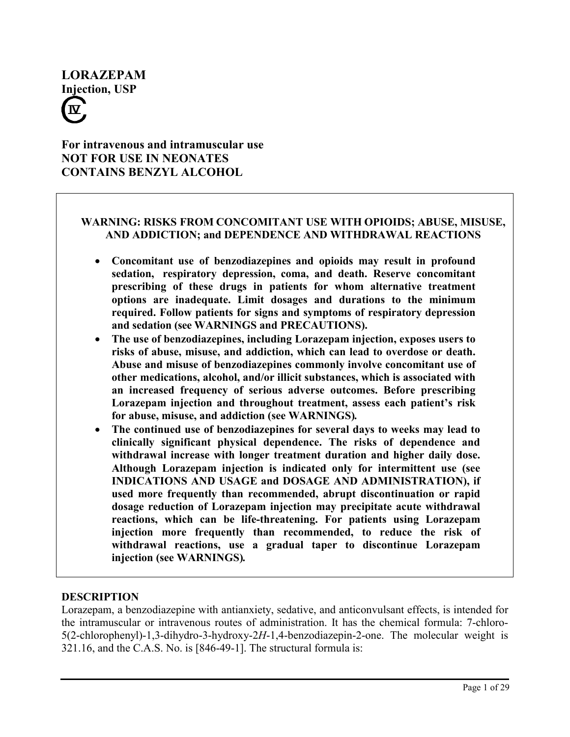# LORAZEPAM
**Injection, USP**

CIV

**For intravenous and intramuscular use**
**NOT FOR USE IN NEONATES**
**CONTAINS BENZYL ALCOHOL**

**WARNING: RISKS FROM CONCOMITANT USE WITH OPIOIDS; ABUSE, MISUSE, AND ADDICTION; and DEPENDENCE AND WITHDRAWAL REACTIONS**

- **Concomitant use of benzodiazepines and opioids may result in profound sedation, respiratory depression, coma, and death. Reserve concomitant prescribing of these drugs in patients for whom alternative treatment options are inadequate. Limit dosages and durations to the minimum required. Follow patients for signs and symptoms of respiratory depression and sedation (see WARNINGS and PRECAUTIONS).**
- **The use of benzodiazepines, including Lorazepam injection, exposes users to risks of abuse, misuse, and addiction, which can lead to overdose or death. Abuse and misuse of benzodiazepines commonly involve concomitant use of other medications, alcohol, and/or illicit substances, which is associated with an increased frequency of serious adverse outcomes. Before prescribing Lorazepam injection and throughout treatment, assess each patient's risk for abuse, misuse, and addiction (see WARNINGS).**
- **The continued use of benzodiazepines for several days to weeks may lead to clinically significant physical dependence. The risks of dependence and withdrawal increase with longer treatment duration and higher daily dose. Although Lorazepam injection is indicated only for intermittent use (see INDICATIONS AND USAGE and DOSAGE AND ADMINISTRATION), if used more frequently than recommended, abrupt discontinuation or rapid dosage reduction of Lorazepam injection may precipitate acute withdrawal reactions, which can be life-threatening. For patients using Lorazepam injection more frequently than recommended, to reduce the risk of withdrawal reactions, use a gradual taper to discontinue Lorazepam injection (see WARNINGS).**

## DESCRIPTION

Lorazepam, a benzodiazepine with antianxiety, sedative, and anticonvulsant effects, is intended for the intramuscular or intravenous routes of administration. It has the chemical formula: 7-chloro-5(2-chlorophenyl)-1,3-dihydro-3-hydroxy-2*H*-1,4-benzodiazepin-2-one. The molecular weight is 321.16, and the C.A.S. No. is [846-49-1]. The structural formula is: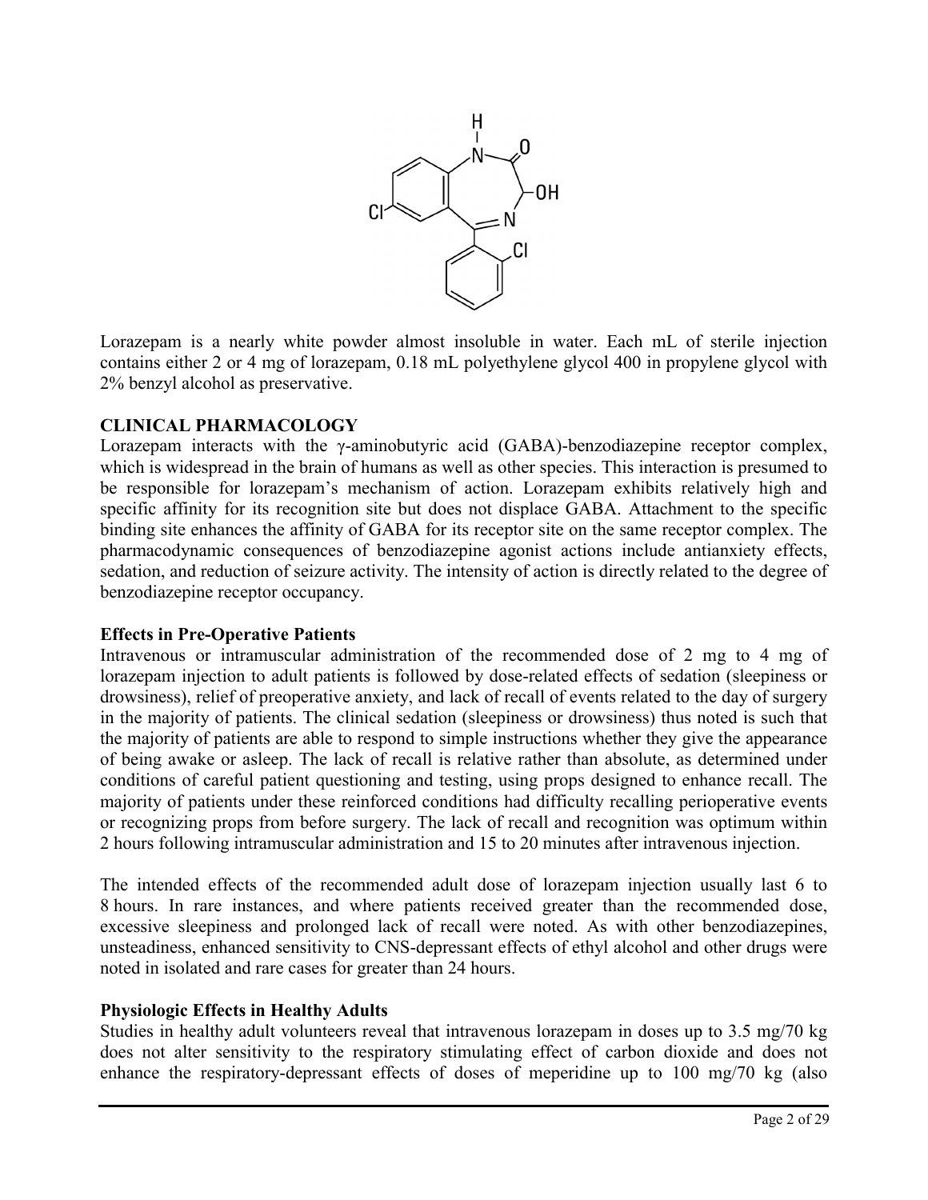Lorazepam is a nearly white powder almost insoluble in water. Each mL of sterile injection contains either 2 or 4 mg of lorazepam, 0.18 mL polyethylene glycol 400 in propylene glycol with 2% benzyl alcohol as preservative.

**CLINICAL PHARMACOLOGY**

Lorazepam interacts with the γ-aminobutyric acid (GABA)-benzodiazepine receptor complex, which is widespread in the brain of humans as well as other species. This interaction is presumed to be responsible for lorazepam's mechanism of action. Lorazepam exhibits relatively high and specific affinity for its recognition site but does not displace GABA. Attachment to the specific binding site enhances the affinity of GABA for its receptor site on the same receptor complex. The pharmacodynamic consequences of benzodiazepine agonist actions include antianxiety effects, sedation, and reduction of seizure activity. The intensity of action is directly related to the degree of benzodiazepine receptor occupancy.

**Effects in Pre-Operative Patients**

Intravenous or intramuscular administration of the recommended dose of 2 mg to 4 mg of lorazepam injection to adult patients is followed by dose-related effects of sedation (sleepiness or drowsiness), relief of preoperative anxiety, and lack of recall of events related to the day of surgery in the majority of patients. The clinical sedation (sleepiness or drowsiness) thus noted is such that the majority of patients are able to respond to simple instructions whether they give the appearance of being awake or asleep. The lack of recall is relative rather than absolute, as determined under conditions of careful patient questioning and testing, using props designed to enhance recall. The majority of patients under these reinforced conditions had difficulty recalling perioperative events or recognizing props from before surgery. The lack of recall and recognition was optimum within 2 hours following intramuscular administration and 15 to 20 minutes after intravenous injection.

The intended effects of the recommended adult dose of lorazepam injection usually last 6 to 8 hours. In rare instances, and where patients received greater than the recommended dose, excessive sleepiness and prolonged lack of recall were noted. As with other benzodiazepines, unsteadiness, enhanced sensitivity to CNS-depressant effects of ethyl alcohol and other drugs were noted in isolated and rare cases for greater than 24 hours.

**Physiologic Effects in Healthy Adults**

Studies in healthy adult volunteers reveal that intravenous lorazepam in doses up to 3.5 mg/70 kg does not alter sensitivity to the respiratory stimulating effect of carbon dioxide and does not enhance the respiratory-depressant effects of doses of meperidine up to 100 mg/70 kg (also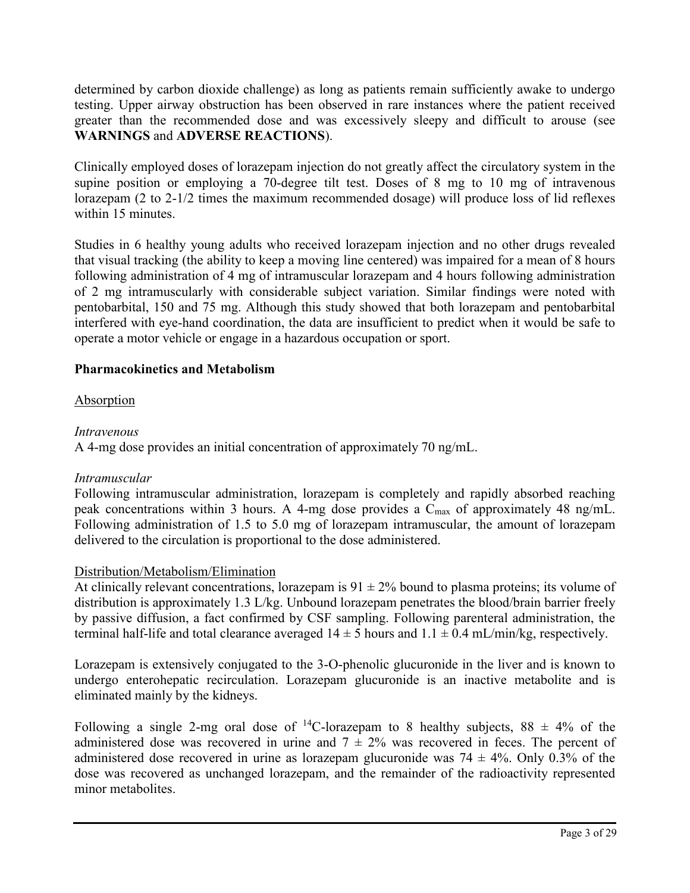determined by carbon dioxide challenge) as long as patients remain sufficiently awake to undergo testing. Upper airway obstruction has been observed in rare instances where the patient received greater than the recommended dose and was excessively sleepy and difficult to arouse (see **WARNINGS** and **ADVERSE REACTIONS**).

Clinically employed doses of lorazepam injection do not greatly affect the circulatory system in the supine position or employing a 70-degree tilt test. Doses of 8 mg to 10 mg of intravenous lorazepam (2 to 2-1/2 times the maximum recommended dosage) will produce loss of lid reflexes within 15 minutes.

Studies in 6 healthy young adults who received lorazepam injection and no other drugs revealed that visual tracking (the ability to keep a moving line centered) was impaired for a mean of 8 hours following administration of 4 mg of intramuscular lorazepam and 4 hours following administration of 2 mg intramuscularly with considerable subject variation. Similar findings were noted with pentobarbital, 150 and 75 mg. Although this study showed that both lorazepam and pentobarbital interfered with eye-hand coordination, the data are insufficient to predict when it would be safe to operate a motor vehicle or engage in a hazardous occupation or sport.

**Pharmacokinetics and Metabolism**

Absorption

*Intravenous*

A 4-mg dose provides an initial concentration of approximately 70 ng/mL.

*Intramuscular*

Following intramuscular administration, lorazepam is completely and rapidly absorbed reaching peak concentrations within 3 hours. A 4-mg dose provides a $C_{max}$ of approximately 48 ng/mL. Following administration of 1.5 to 5.0 mg of lorazepam intramuscular, the amount of lorazepam delivered to the circulation is proportional to the dose administered.

Distribution/Metabolism/Elimination

At clinically relevant concentrations, lorazepam is $91 \pm 2\%$ bound to plasma proteins; its volume of distribution is approximately 1.3 L/kg. Unbound lorazepam penetrates the blood/brain barrier freely by passive diffusion, a fact confirmed by CSF sampling. Following parenteral administration, the terminal half-life and total clearance averaged $14 \pm 5$ hours and $1.1 \pm 0.4$ mL/min/kg, respectively.

Lorazepam is extensively conjugated to the 3-O-phenolic glucuronide in the liver and is known to undergo enterohepatic recirculation. Lorazepam glucuronide is an inactive metabolite and is eliminated mainly by the kidneys.

Following a single 2-mg oral dose of $^{14}C$-lorazepam to 8 healthy subjects, $88 \pm 4\%$ of the administered dose was recovered in urine and $7 \pm 2\%$ was recovered in feces. The percent of administered dose recovered in urine as lorazepam glucuronide was $74 \pm 4\%$. Only 0.3% of the dose was recovered as unchanged lorazepam, and the remainder of the radioactivity represented minor metabolites.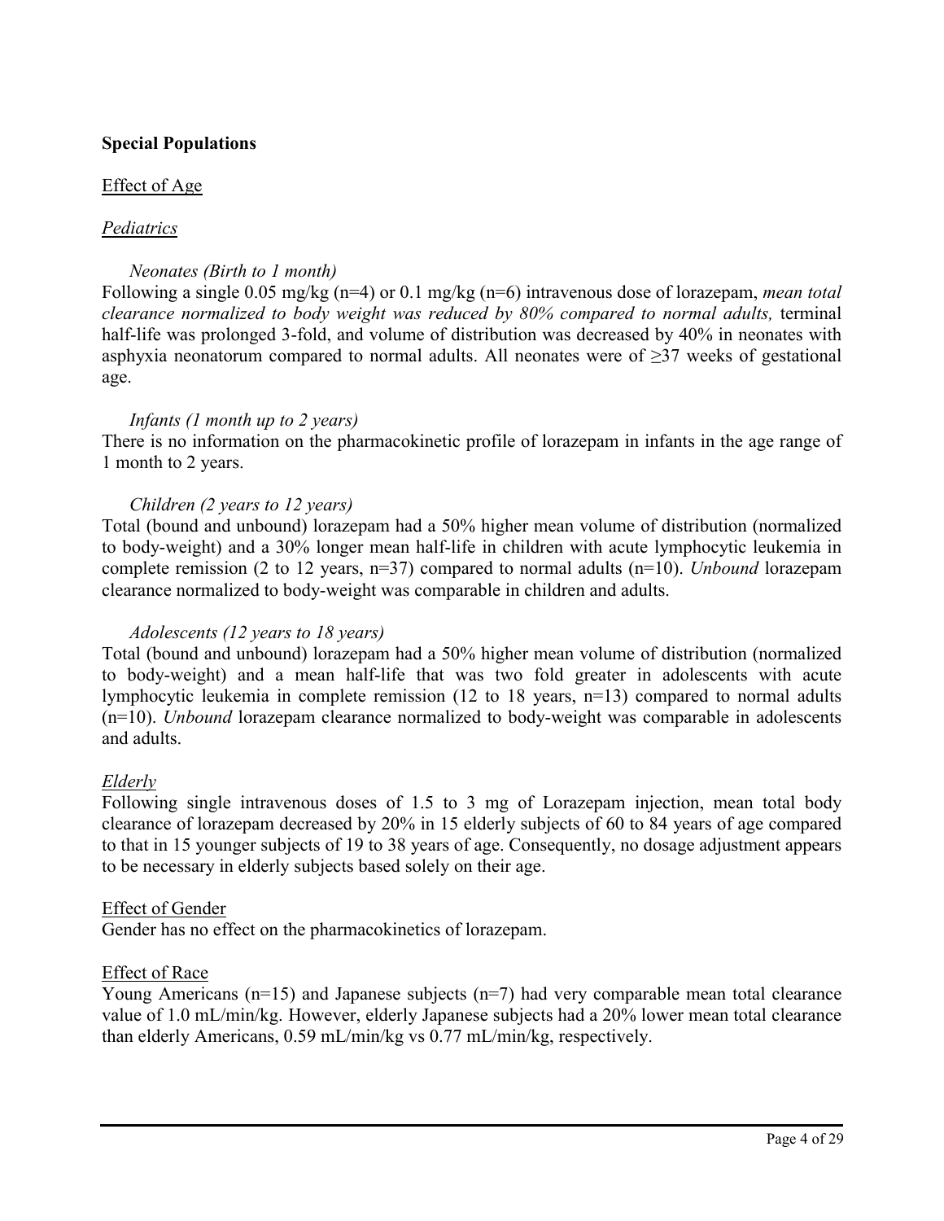**Special Populations**

Effect of Age

*Pediatrics*

*Neonates (Birth to 1 month)*

Following a single 0.05 mg/kg (n=4) or 0.1 mg/kg (n=6) intravenous dose of lorazepam, *mean total clearance normalized to body weight was reduced by 80% compared to normal adults,* terminal half-life was prolonged 3-fold, and volume of distribution was decreased by 40% in neonates with asphyxia neonatorum compared to normal adults. All neonates were of ≥37 weeks of gestational age.

*Infants (1 month up to 2 years)*

There is no information on the pharmacokinetic profile of lorazepam in infants in the age range of 1 month to 2 years.

*Children (2 years to 12 years)*

Total (bound and unbound) lorazepam had a 50% higher mean volume of distribution (normalized to body-weight) and a 30% longer mean half-life in children with acute lymphocytic leukemia in complete remission (2 to 12 years, n=37) compared to normal adults (n=10). *Unbound* lorazepam clearance normalized to body-weight was comparable in children and adults.

*Adolescents (12 years to 18 years)*

Total (bound and unbound) lorazepam had a 50% higher mean volume of distribution (normalized to body-weight) and a mean half-life that was two fold greater in adolescents with acute lymphocytic leukemia in complete remission (12 to 18 years, n=13) compared to normal adults (n=10). *Unbound* lorazepam clearance normalized to body-weight was comparable in adolescents and adults.

*Elderly*

Following single intravenous doses of 1.5 to 3 mg of Lorazepam injection, mean total body clearance of lorazepam decreased by 20% in 15 elderly subjects of 60 to 84 years of age compared to that in 15 younger subjects of 19 to 38 years of age. Consequently, no dosage adjustment appears to be necessary in elderly subjects based solely on their age.

Effect of Gender

Gender has no effect on the pharmacokinetics of lorazepam.

Effect of Race

Young Americans (n=15) and Japanese subjects (n=7) had very comparable mean total clearance value of 1.0 mL/min/kg. However, elderly Japanese subjects had a 20% lower mean total clearance than elderly Americans, 0.59 mL/min/kg vs 0.77 mL/min/kg, respectively.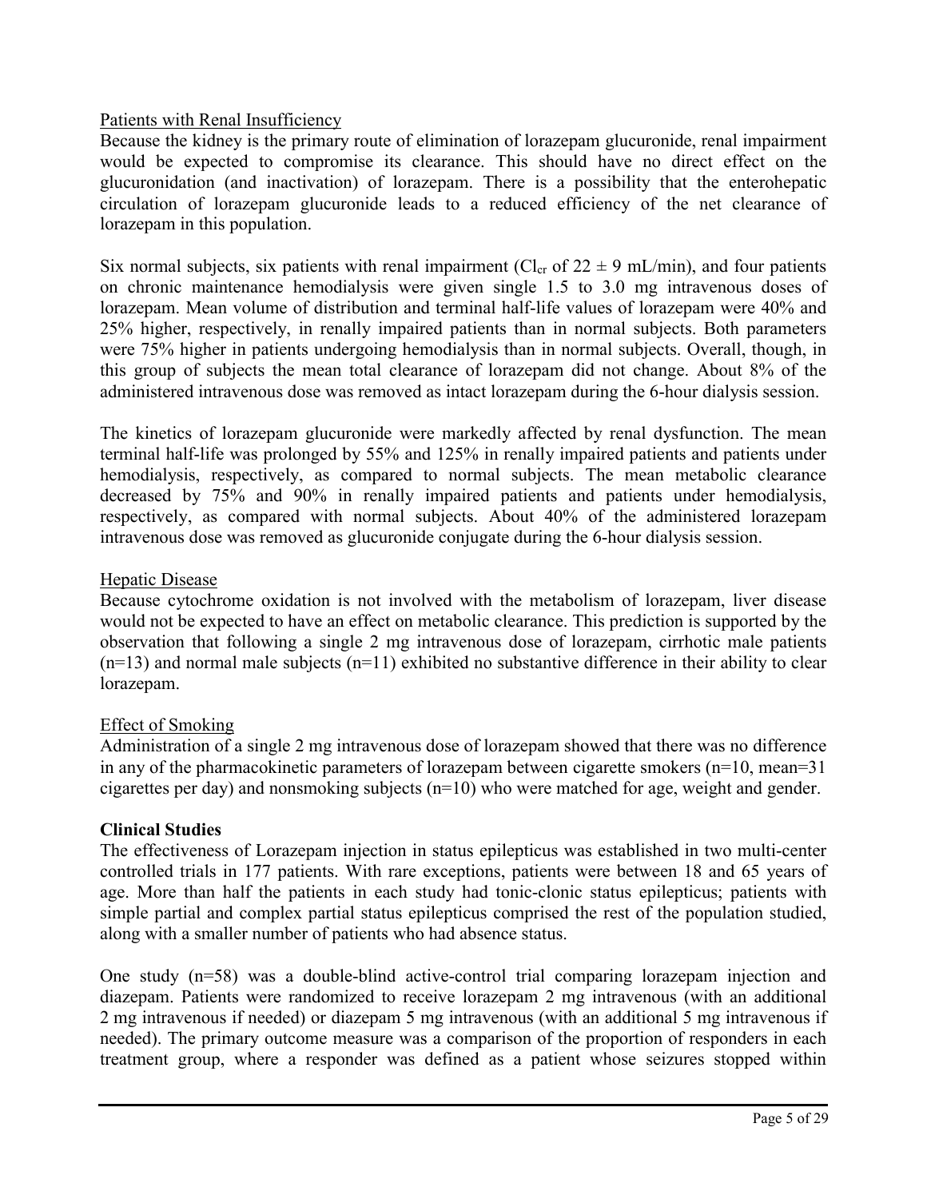Patients with Renal Insufficiency

Because the kidney is the primary route of elimination of lorazepam glucuronide, renal impairment would be expected to compromise its clearance. This should have no direct effect on the glucuronidation (and inactivation) of lorazepam. There is a possibility that the enterohepatic circulation of lorazepam glucuronide leads to a reduced efficiency of the net clearance of lorazepam in this population.

Six normal subjects, six patients with renal impairment ($Cl_{cr}$ of $22 \pm 9$ mL/min), and four patients on chronic maintenance hemodialysis were given single 1.5 to 3.0 mg intravenous doses of lorazepam. Mean volume of distribution and terminal half-life values of lorazepam were 40% and 25% higher, respectively, in renally impaired patients than in normal subjects. Both parameters were 75% higher in patients undergoing hemodialysis than in normal subjects. Overall, though, in this group of subjects the mean total clearance of lorazepam did not change. About 8% of the administered intravenous dose was removed as intact lorazepam during the 6-hour dialysis session.

The kinetics of lorazepam glucuronide were markedly affected by renal dysfunction. The mean terminal half-life was prolonged by 55% and 125% in renally impaired patients and patients under hemodialysis, respectively, as compared to normal subjects. The mean metabolic clearance decreased by 75% and 90% in renally impaired patients and patients under hemodialysis, respectively, as compared with normal subjects. About 40% of the administered lorazepam intravenous dose was removed as glucuronide conjugate during the 6-hour dialysis session.

Hepatic Disease

Because cytochrome oxidation is not involved with the metabolism of lorazepam, liver disease would not be expected to have an effect on metabolic clearance. This prediction is supported by the observation that following a single 2 mg intravenous dose of lorazepam, cirrhotic male patients (n=13) and normal male subjects (n=11) exhibited no substantive difference in their ability to clear lorazepam.

Effect of Smoking

Administration of a single 2 mg intravenous dose of lorazepam showed that there was no difference in any of the pharmacokinetic parameters of lorazepam between cigarette smokers (n=10, mean=31 cigarettes per day) and nonsmoking subjects (n=10) who were matched for age, weight and gender.

**Clinical Studies**

The effectiveness of Lorazepam injection in status epilepticus was established in two multi-center controlled trials in 177 patients. With rare exceptions, patients were between 18 and 65 years of age. More than half the patients in each study had tonic-clonic status epilepticus; patients with simple partial and complex partial status epilepticus comprised the rest of the population studied, along with a smaller number of patients who had absence status.

One study (n=58) was a double-blind active-control trial comparing lorazepam injection and diazepam. Patients were randomized to receive lorazepam 2 mg intravenous (with an additional 2 mg intravenous if needed) or diazepam 5 mg intravenous (with an additional 5 mg intravenous if needed). The primary outcome measure was a comparison of the proportion of responders in each treatment group, where a responder was defined as a patient whose seizures stopped within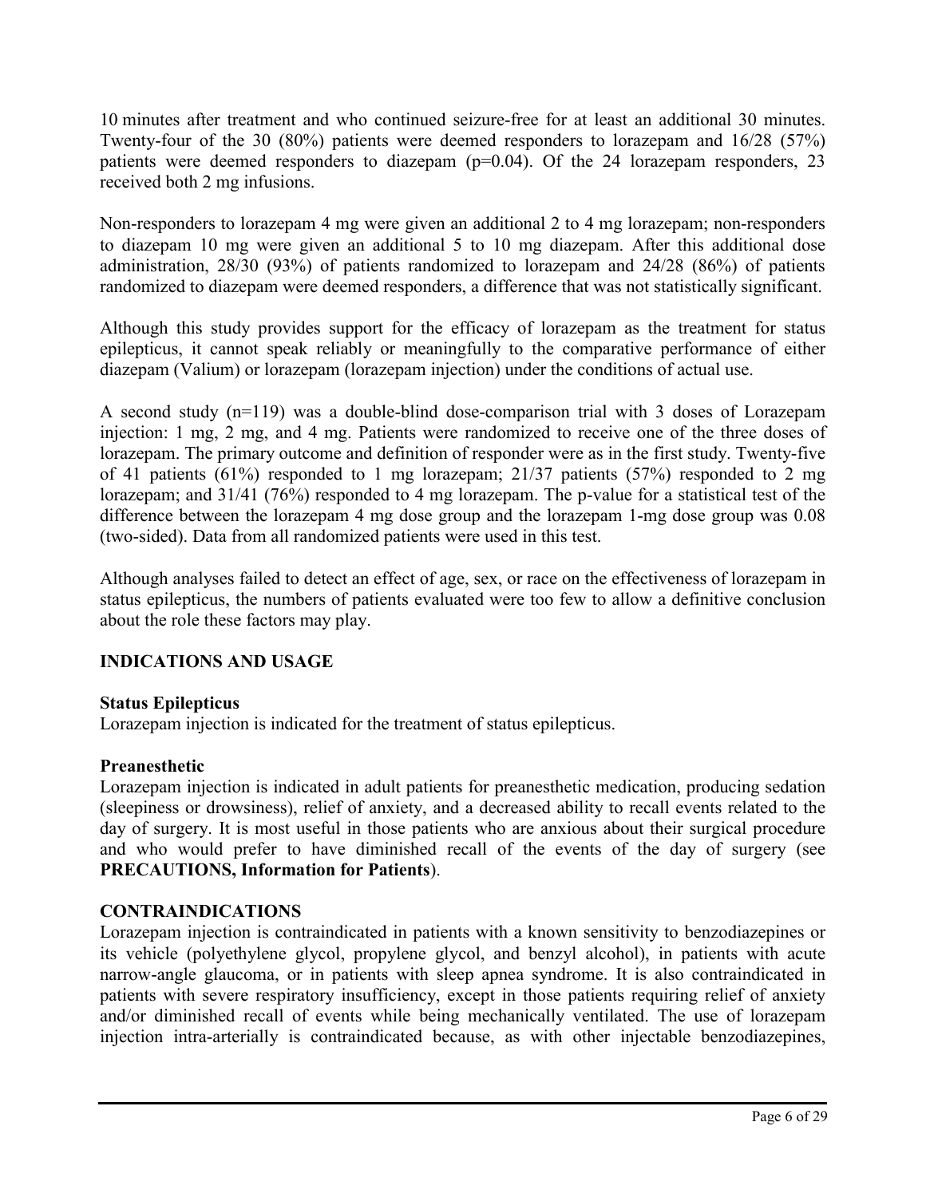10 minutes after treatment and who continued seizure-free for at least an additional 30 minutes. Twenty-four of the 30 (80%) patients were deemed responders to lorazepam and 16/28 (57%) patients were deemed responders to diazepam (p=0.04). Of the 24 lorazepam responders, 23 received both 2 mg infusions.

Non-responders to lorazepam 4 mg were given an additional 2 to 4 mg lorazepam; non-responders to diazepam 10 mg were given an additional 5 to 10 mg diazepam. After this additional dose administration, 28/30 (93%) of patients randomized to lorazepam and 24/28 (86%) of patients randomized to diazepam were deemed responders, a difference that was not statistically significant.

Although this study provides support for the efficacy of lorazepam as the treatment for status epilepticus, it cannot speak reliably or meaningfully to the comparative performance of either diazepam (Valium) or lorazepam (lorazepam injection) under the conditions of actual use.

A second study (n=119) was a double-blind dose-comparison trial with 3 doses of Lorazepam injection: 1 mg, 2 mg, and 4 mg. Patients were randomized to receive one of the three doses of lorazepam. The primary outcome and definition of responder were as in the first study. Twenty-five of 41 patients (61%) responded to 1 mg lorazepam; 21/37 patients (57%) responded to 2 mg lorazepam; and 31/41 (76%) responded to 4 mg lorazepam. The p-value for a statistical test of the difference between the lorazepam 4 mg dose group and the lorazepam 1-mg dose group was 0.08 (two-sided). Data from all randomized patients were used in this test.

Although analyses failed to detect an effect of age, sex, or race on the effectiveness of lorazepam in status epilepticus, the numbers of patients evaluated were too few to allow a definitive conclusion about the role these factors may play.

## INDICATIONS AND USAGE

### Status Epilepticus

Lorazepam injection is indicated for the treatment of status epilepticus.

### Preanesthetic

Lorazepam injection is indicated in adult patients for preanesthetic medication, producing sedation (sleepiness or drowsiness), relief of anxiety, and a decreased ability to recall events related to the day of surgery. It is most useful in those patients who are anxious about their surgical procedure and who would prefer to have diminished recall of the events of the day of surgery (see **PRECAUTIONS, Information for Patients**).

## CONTRAINDICATIONS

Lorazepam injection is contraindicated in patients with a known sensitivity to benzodiazepines or its vehicle (polyethylene glycol, propylene glycol, and benzyl alcohol), in patients with acute narrow-angle glaucoma, or in patients with sleep apnea syndrome. It is also contraindicated in patients with severe respiratory insufficiency, except in those patients requiring relief of anxiety and/or diminished recall of events while being mechanically ventilated. The use of lorazepam injection intra-arterially is contraindicated because, as with other injectable benzodiazepines,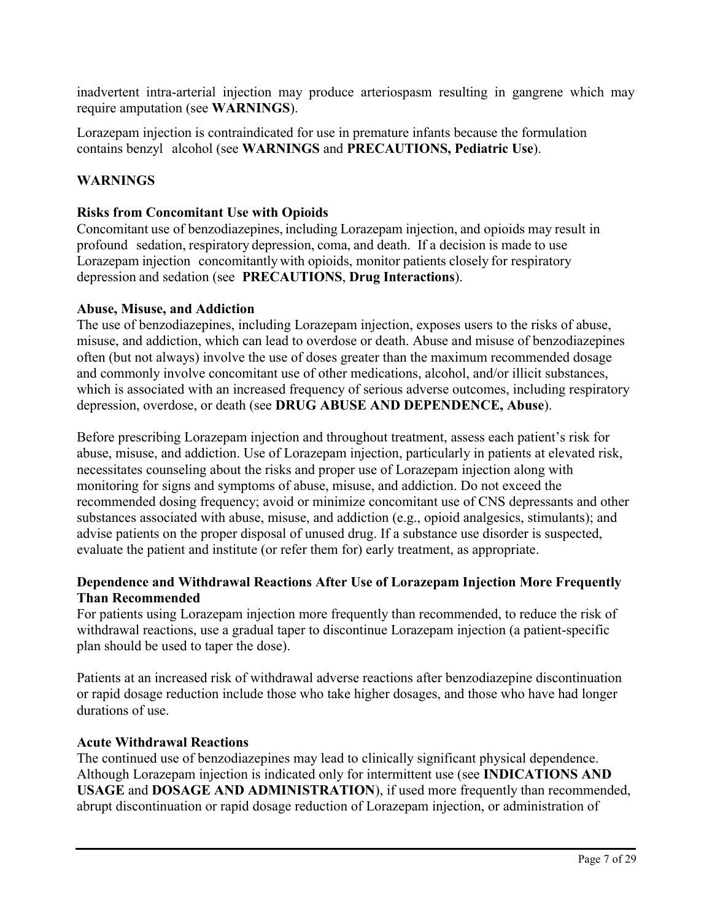inadvertent intra-arterial injection may produce arteriospasm resulting in gangrene which may require amputation (see **WARNINGS**).

Lorazepam injection is contraindicated for use in premature infants because the formulation contains benzyl alcohol (see **WARNINGS** and **PRECAUTIONS, Pediatric Use**).

## WARNINGS

### Risks from Concomitant Use with Opioids

Concomitant use of benzodiazepines, including Lorazepam injection, and opioids may result in profound sedation, respiratory depression, coma, and death. If a decision is made to use Lorazepam injection concomitantly with opioids, monitor patients closely for respiratory depression and sedation (see **PRECAUTIONS**, **Drug Interactions**).

### Abuse, Misuse, and Addiction

The use of benzodiazepines, including Lorazepam injection, exposes users to the risks of abuse, misuse, and addiction, which can lead to overdose or death. Abuse and misuse of benzodiazepines often (but not always) involve the use of doses greater than the maximum recommended dosage and commonly involve concomitant use of other medications, alcohol, and/or illicit substances, which is associated with an increased frequency of serious adverse outcomes, including respiratory depression, overdose, or death (see **DRUG ABUSE AND DEPENDENCE, Abuse**).

Before prescribing Lorazepam injection and throughout treatment, assess each patient's risk for abuse, misuse, and addiction. Use of Lorazepam injection, particularly in patients at elevated risk, necessitates counseling about the risks and proper use of Lorazepam injection along with monitoring for signs and symptoms of abuse, misuse, and addiction. Do not exceed the recommended dosing frequency; avoid or minimize concomitant use of CNS depressants and other substances associated with abuse, misuse, and addiction (e.g., opioid analgesics, stimulants); and advise patients on the proper disposal of unused drug. If a substance use disorder is suspected, evaluate the patient and institute (or refer them for) early treatment, as appropriate.

### Dependence and Withdrawal Reactions After Use of Lorazepam Injection More Frequently Than Recommended

For patients using Lorazepam injection more frequently than recommended, to reduce the risk of withdrawal reactions, use a gradual taper to discontinue Lorazepam injection (a patient-specific plan should be used to taper the dose).

Patients at an increased risk of withdrawal adverse reactions after benzodiazepine discontinuation or rapid dosage reduction include those who take higher dosages, and those who have had longer durations of use.

### Acute Withdrawal Reactions

The continued use of benzodiazepines may lead to clinically significant physical dependence. Although Lorazepam injection is indicated only for intermittent use (see **INDICATIONS AND USAGE** and **DOSAGE AND ADMINISTRATION**), if used more frequently than recommended, abrupt discontinuation or rapid dosage reduction of Lorazepam injection, or administration of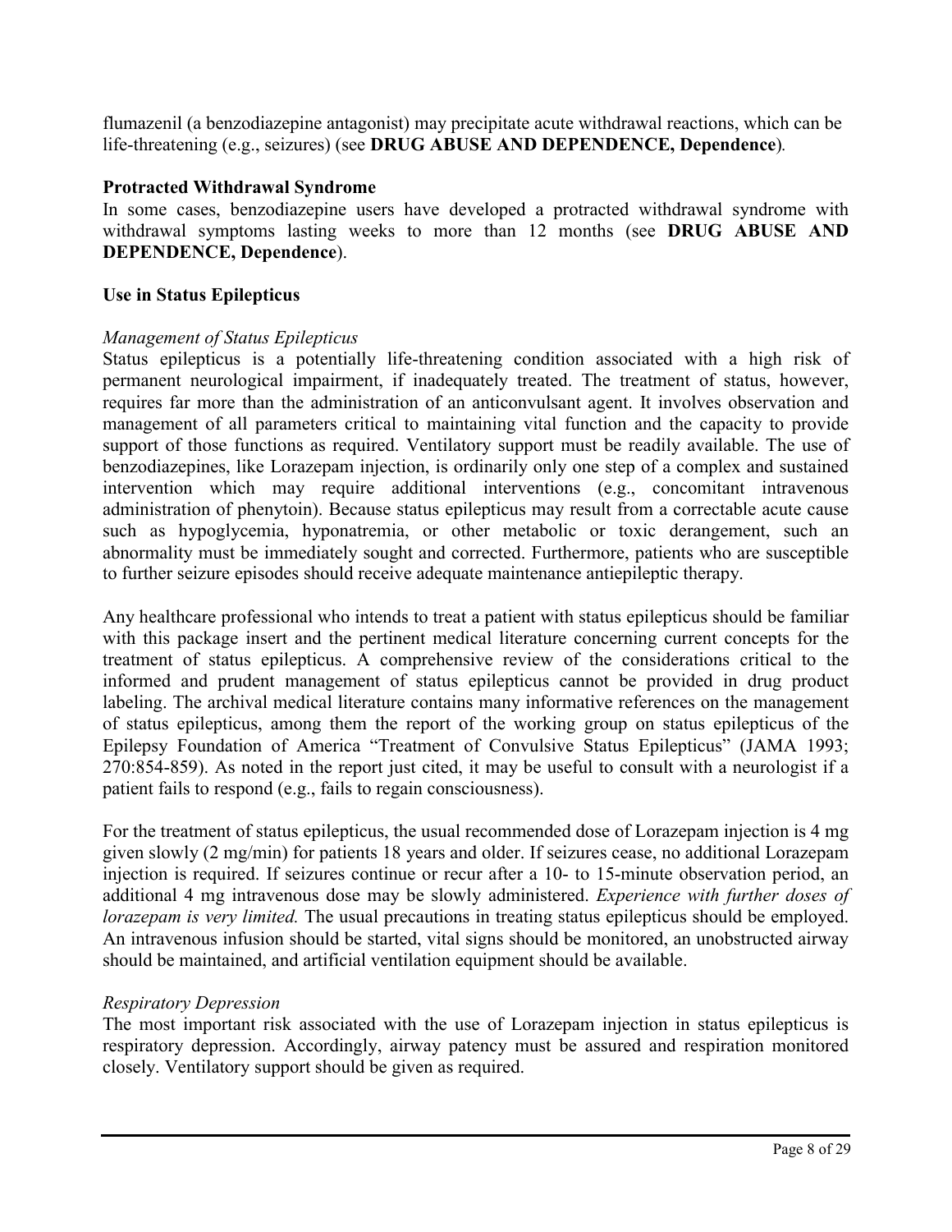flumazenil (a benzodiazepine antagonist) may precipitate acute withdrawal reactions, which can be life-threatening (e.g., seizures) (see **DRUG ABUSE AND DEPENDENCE, Dependence**).

**Protracted Withdrawal Syndrome**

In some cases, benzodiazepine users have developed a protracted withdrawal syndrome with withdrawal symptoms lasting weeks to more than 12 months (see **DRUG ABUSE AND DEPENDENCE, Dependence**).

**Use in Status Epilepticus**

*Management of Status Epilepticus*

Status epilepticus is a potentially life-threatening condition associated with a high risk of permanent neurological impairment, if inadequately treated. The treatment of status, however, requires far more than the administration of an anticonvulsant agent. It involves observation and management of all parameters critical to maintaining vital function and the capacity to provide support of those functions as required. Ventilatory support must be readily available. The use of benzodiazepines, like Lorazepam injection, is ordinarily only one step of a complex and sustained intervention which may require additional interventions (e.g., concomitant intravenous administration of phenytoin). Because status epilepticus may result from a correctable acute cause such as hypoglycemia, hyponatremia, or other metabolic or toxic derangement, such an abnormality must be immediately sought and corrected. Furthermore, patients who are susceptible to further seizure episodes should receive adequate maintenance antiepileptic therapy.

Any healthcare professional who intends to treat a patient with status epilepticus should be familiar with this package insert and the pertinent medical literature concerning current concepts for the treatment of status epilepticus. A comprehensive review of the considerations critical to the informed and prudent management of status epilepticus cannot be provided in drug product labeling. The archival medical literature contains many informative references on the management of status epilepticus, among them the report of the working group on status epilepticus of the Epilepsy Foundation of America "Treatment of Convulsive Status Epilepticus" (JAMA 1993; 270:854-859). As noted in the report just cited, it may be useful to consult with a neurologist if a patient fails to respond (e.g., fails to regain consciousness).

For the treatment of status epilepticus, the usual recommended dose of Lorazepam injection is 4 mg given slowly (2 mg/min) for patients 18 years and older. If seizures cease, no additional Lorazepam injection is required. If seizures continue or recur after a 10- to 15-minute observation period, an additional 4 mg intravenous dose may be slowly administered. *Experience with further doses of lorazepam is very limited.* The usual precautions in treating status epilepticus should be employed. An intravenous infusion should be started, vital signs should be monitored, an unobstructed airway should be maintained, and artificial ventilation equipment should be available.

*Respiratory Depression*

The most important risk associated with the use of Lorazepam injection in status epilepticus is respiratory depression. Accordingly, airway patency must be assured and respiration monitored closely. Ventilatory support should be given as required.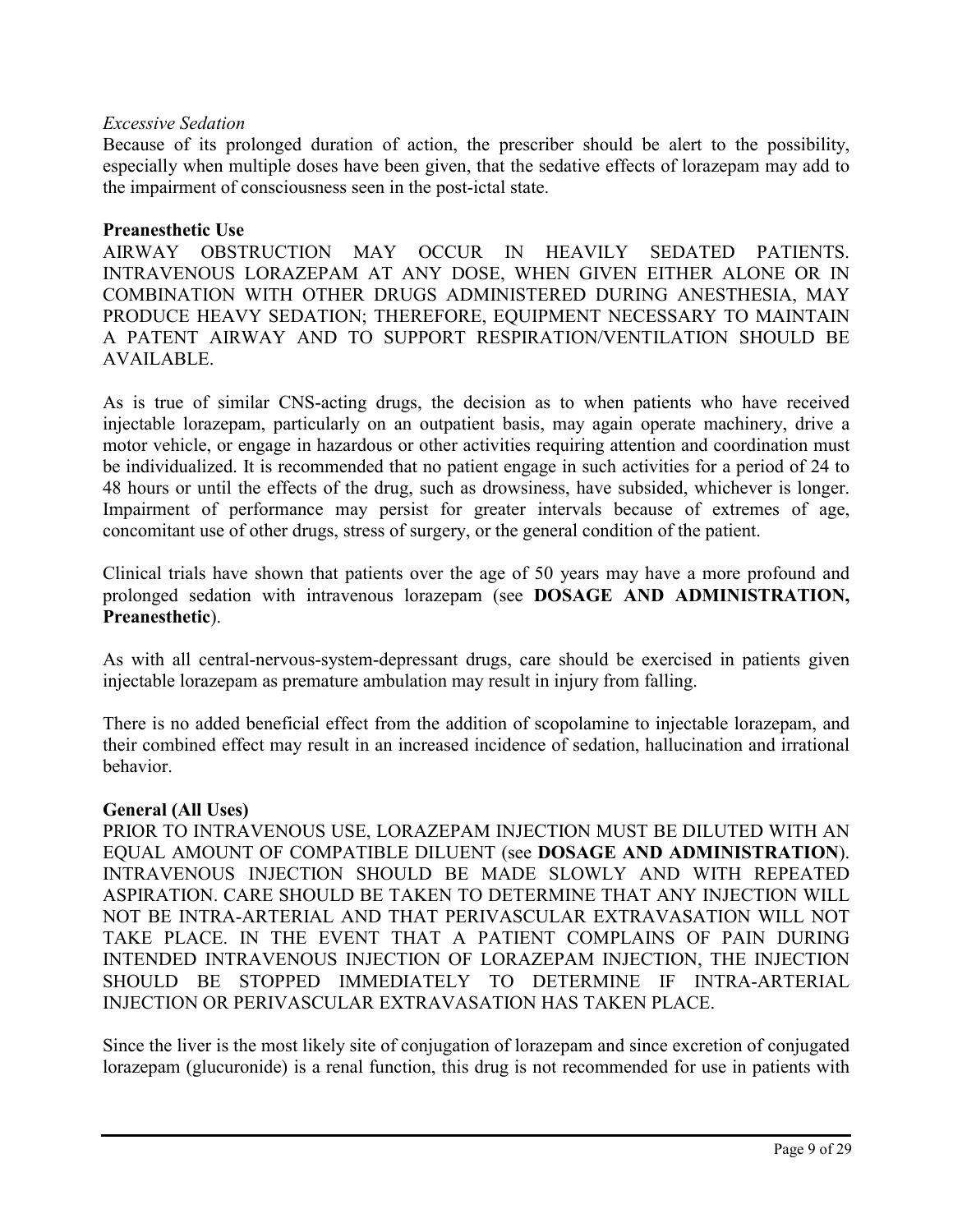*Excessive Sedation*

Because of its prolonged duration of action, the prescriber should be alert to the possibility, especially when multiple doses have been given, that the sedative effects of lorazepam may add to the impairment of consciousness seen in the post-ictal state.

**Preanesthetic Use**

AIRWAY OBSTRUCTION MAY OCCUR IN HEAVILY SEDATED PATIENTS. INTRAVENOUS LORAZEPAM AT ANY DOSE, WHEN GIVEN EITHER ALONE OR IN COMBINATION WITH OTHER DRUGS ADMINISTERED DURING ANESTHESIA, MAY PRODUCE HEAVY SEDATION; THEREFORE, EQUIPMENT NECESSARY TO MAINTAIN A PATENT AIRWAY AND TO SUPPORT RESPIRATION/VENTILATION SHOULD BE AVAILABLE.

As is true of similar CNS-acting drugs, the decision as to when patients who have received injectable lorazepam, particularly on an outpatient basis, may again operate machinery, drive a motor vehicle, or engage in hazardous or other activities requiring attention and coordination must be individualized. It is recommended that no patient engage in such activities for a period of 24 to 48 hours or until the effects of the drug, such as drowsiness, have subsided, whichever is longer. Impairment of performance may persist for greater intervals because of extremes of age, concomitant use of other drugs, stress of surgery, or the general condition of the patient.

Clinical trials have shown that patients over the age of 50 years may have a more profound and prolonged sedation with intravenous lorazepam (see **DOSAGE AND ADMINISTRATION, Preanesthetic**).

As with all central-nervous-system-depressant drugs, care should be exercised in patients given injectable lorazepam as premature ambulation may result in injury from falling.

There is no added beneficial effect from the addition of scopolamine to injectable lorazepam, and their combined effect may result in an increased incidence of sedation, hallucination and irrational behavior.

**General (All Uses)**

PRIOR TO INTRAVENOUS USE, LORAZEPAM INJECTION MUST BE DILUTED WITH AN EQUAL AMOUNT OF COMPATIBLE DILUENT (see **DOSAGE AND ADMINISTRATION**). INTRAVENOUS INJECTION SHOULD BE MADE SLOWLY AND WITH REPEATED ASPIRATION. CARE SHOULD BE TAKEN TO DETERMINE THAT ANY INJECTION WILL NOT BE INTRA-ARTERIAL AND THAT PERIVASCULAR EXTRAVASATION WILL NOT TAKE PLACE. IN THE EVENT THAT A PATIENT COMPLAINS OF PAIN DURING INTENDED INTRAVENOUS INJECTION OF LORAZEPAM INJECTION, THE INJECTION SHOULD BE STOPPED IMMEDIATELY TO DETERMINE IF INTRA-ARTERIAL INJECTION OR PERIVASCULAR EXTRAVASATION HAS TAKEN PLACE.

Since the liver is the most likely site of conjugation of lorazepam and since excretion of conjugated lorazepam (glucuronide) is a renal function, this drug is not recommended for use in patients with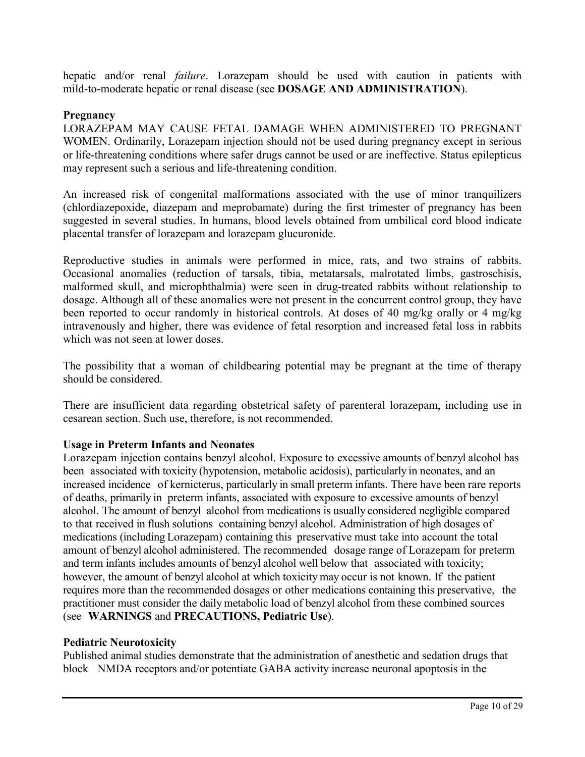hepatic and/or renal *failure*. Lorazepam should be used with caution in patients with mild-to-moderate hepatic or renal disease (see **DOSAGE AND ADMINISTRATION**).

**Pregnancy**

LORAZEPAM MAY CAUSE FETAL DAMAGE WHEN ADMINISTERED TO PREGNANT WOMEN. Ordinarily, Lorazepam injection should not be used during pregnancy except in serious or life-threatening conditions where safer drugs cannot be used or are ineffective. Status epilepticus may represent such a serious and life-threatening condition.

An increased risk of congenital malformations associated with the use of minor tranquilizers (chlordiazepoxide, diazepam and meprobamate) during the first trimester of pregnancy has been suggested in several studies. In humans, blood levels obtained from umbilical cord blood indicate placental transfer of lorazepam and lorazepam glucuronide.

Reproductive studies in animals were performed in mice, rats, and two strains of rabbits. Occasional anomalies (reduction of tarsals, tibia, metatarsals, malrotated limbs, gastroschisis, malformed skull, and microphthalmia) were seen in drug-treated rabbits without relationship to dosage. Although all of these anomalies were not present in the concurrent control group, they have been reported to occur randomly in historical controls. At doses of 40 mg/kg orally or 4 mg/kg intravenously and higher, there was evidence of fetal resorption and increased fetal loss in rabbits which was not seen at lower doses.

The possibility that a woman of childbearing potential may be pregnant at the time of therapy should be considered.

There are insufficient data regarding obstetrical safety of parenteral lorazepam, including use in cesarean section. Such use, therefore, is not recommended.

**Usage in Preterm Infants and Neonates**

Lorazepam injection contains benzyl alcohol. Exposure to excessive amounts of benzyl alcohol has been associated with toxicity (hypotension, metabolic acidosis), particularly in neonates, and an increased incidence of kernicterus, particularly in small preterm infants. There have been rare reports of deaths, primarily in preterm infants, associated with exposure to excessive amounts of benzyl alcohol. The amount of benzyl alcohol from medications is usually considered negligible compared to that received in flush solutions containing benzyl alcohol. Administration of high dosages of medications (including Lorazepam) containing this preservative must take into account the total amount of benzyl alcohol administered. The recommended dosage range of Lorazepam for preterm and term infants includes amounts of benzyl alcohol well below that associated with toxicity; however, the amount of benzyl alcohol at which toxicity may occur is not known. If the patient requires more than the recommended dosages or other medications containing this preservative, the practitioner must consider the daily metabolic load of benzyl alcohol from these combined sources (see **WARNINGS** and **PRECAUTIONS, Pediatric Use**).

**Pediatric Neurotoxicity**

Published animal studies demonstrate that the administration of anesthetic and sedation drugs that block NMDA receptors and/or potentiate GABA activity increase neuronal apoptosis in the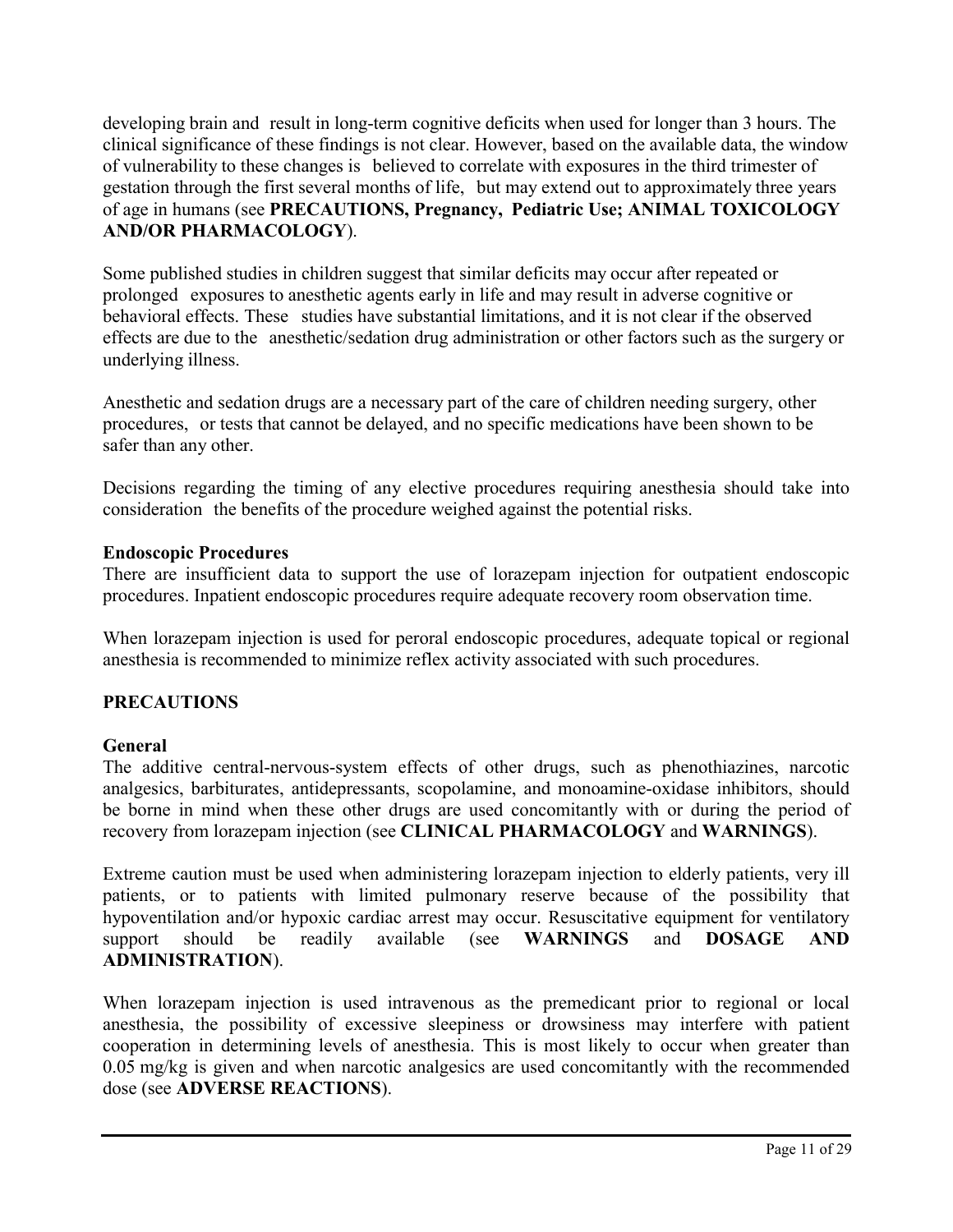developing brain and result in long-term cognitive deficits when used for longer than 3 hours. The clinical significance of these findings is not clear. However, based on the available data, the window of vulnerability to these changes is believed to correlate with exposures in the third trimester of gestation through the first several months of life, but may extend out to approximately three years of age in humans (see **PRECAUTIONS, Pregnancy, Pediatric Use; ANIMAL TOXICOLOGY AND/OR PHARMACOLOGY**).

Some published studies in children suggest that similar deficits may occur after repeated or prolonged exposures to anesthetic agents early in life and may result in adverse cognitive or behavioral effects. These studies have substantial limitations, and it is not clear if the observed effects are due to the anesthetic/sedation drug administration or other factors such as the surgery or underlying illness.

Anesthetic and sedation drugs are a necessary part of the care of children needing surgery, other procedures, or tests that cannot be delayed, and no specific medications have been shown to be safer than any other.

Decisions regarding the timing of any elective procedures requiring anesthesia should take into consideration the benefits of the procedure weighed against the potential risks.

**Endoscopic Procedures**

There are insufficient data to support the use of lorazepam injection for outpatient endoscopic procedures. Inpatient endoscopic procedures require adequate recovery room observation time.

When lorazepam injection is used for peroral endoscopic procedures, adequate topical or regional anesthesia is recommended to minimize reflex activity associated with such procedures.

## PRECAUTIONS

**General**

The additive central-nervous-system effects of other drugs, such as phenothiazines, narcotic analgesics, barbiturates, antidepressants, scopolamine, and monoamine-oxidase inhibitors, should be borne in mind when these other drugs are used concomitantly with or during the period of recovery from lorazepam injection (see **CLINICAL PHARMACOLOGY** and **WARNINGS**).

Extreme caution must be used when administering lorazepam injection to elderly patients, very ill patients, or to patients with limited pulmonary reserve because of the possibility that hypoventilation and/or hypoxic cardiac arrest may occur. Resuscitative equipment for ventilatory support should be readily available (see **WARNINGS** and **DOSAGE AND ADMINISTRATION**).

When lorazepam injection is used intravenous as the premedicant prior to regional or local anesthesia, the possibility of excessive sleepiness or drowsiness may interfere with patient cooperation in determining levels of anesthesia. This is most likely to occur when greater than 0.05 mg/kg is given and when narcotic analgesics are used concomitantly with the recommended dose (see **ADVERSE REACTIONS**).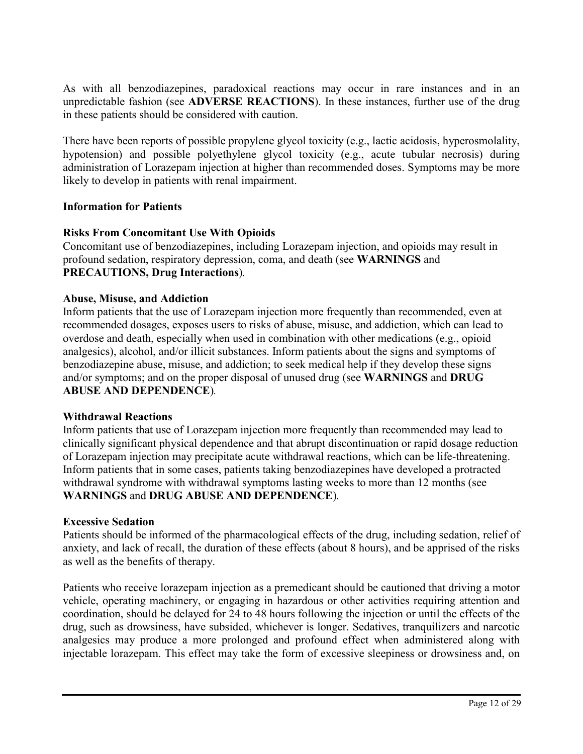As with all benzodiazepines, paradoxical reactions may occur in rare instances and in an unpredictable fashion (see **ADVERSE REACTIONS**). In these instances, further use of the drug in these patients should be considered with caution.

There have been reports of possible propylene glycol toxicity (e.g., lactic acidosis, hyperosmolality, hypotension) and possible polyethylene glycol toxicity (e.g., acute tubular necrosis) during administration of Lorazepam injection at higher than recommended doses. Symptoms may be more likely to develop in patients with renal impairment.

**Information for Patients**

**Risks From Concomitant Use With Opioids**

Concomitant use of benzodiazepines, including Lorazepam injection, and opioids may result in profound sedation, respiratory depression, coma, and death (see **WARNINGS** and **PRECAUTIONS, Drug Interactions**).

**Abuse, Misuse, and Addiction**

Inform patients that the use of Lorazepam injection more frequently than recommended, even at recommended dosages, exposes users to risks of abuse, misuse, and addiction, which can lead to overdose and death, especially when used in combination with other medications (e.g., opioid analgesics), alcohol, and/or illicit substances. Inform patients about the signs and symptoms of benzodiazepine abuse, misuse, and addiction; to seek medical help if they develop these signs and/or symptoms; and on the proper disposal of unused drug (see **WARNINGS** and **DRUG ABUSE AND DEPENDENCE**).

**Withdrawal Reactions**

Inform patients that use of Lorazepam injection more frequently than recommended may lead to clinically significant physical dependence and that abrupt discontinuation or rapid dosage reduction of Lorazepam injection may precipitate acute withdrawal reactions, which can be life-threatening. Inform patients that in some cases, patients taking benzodiazepines have developed a protracted withdrawal syndrome with withdrawal symptoms lasting weeks to more than 12 months (see **WARNINGS** and **DRUG ABUSE AND DEPENDENCE**).

**Excessive Sedation**

Patients should be informed of the pharmacological effects of the drug, including sedation, relief of anxiety, and lack of recall, the duration of these effects (about 8 hours), and be apprised of the risks as well as the benefits of therapy.

Patients who receive lorazepam injection as a premedicant should be cautioned that driving a motor vehicle, operating machinery, or engaging in hazardous or other activities requiring attention and coordination, should be delayed for 24 to 48 hours following the injection or until the effects of the drug, such as drowsiness, have subsided, whichever is longer. Sedatives, tranquilizers and narcotic analgesics may produce a more prolonged and profound effect when administered along with injectable lorazepam. This effect may take the form of excessive sleepiness or drowsiness and, on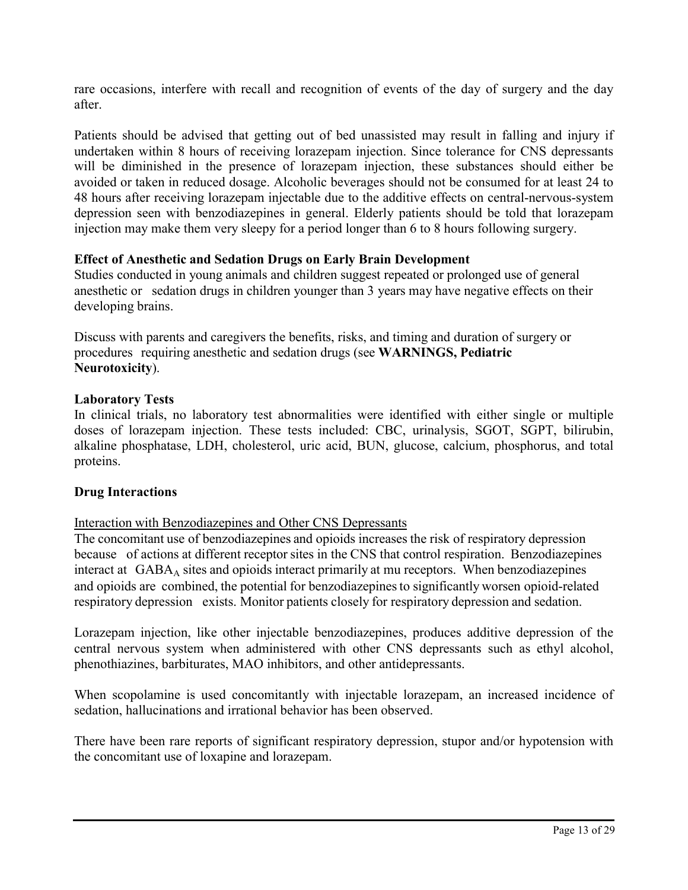rare occasions, interfere with recall and recognition of events of the day of surgery and the day after.

Patients should be advised that getting out of bed unassisted may result in falling and injury if undertaken within 8 hours of receiving lorazepam injection. Since tolerance for CNS depressants will be diminished in the presence of lorazepam injection, these substances should either be avoided or taken in reduced dosage. Alcoholic beverages should not be consumed for at least 24 to 48 hours after receiving lorazepam injectable due to the additive effects on central-nervous-system depression seen with benzodiazepines in general. Elderly patients should be told that lorazepam injection may make them very sleepy for a period longer than 6 to 8 hours following surgery.

**Effect of Anesthetic and Sedation Drugs on Early Brain Development**

Studies conducted in young animals and children suggest repeated or prolonged use of general anesthetic or sedation drugs in children younger than 3 years may have negative effects on their developing brains.

Discuss with parents and caregivers the benefits, risks, and timing and duration of surgery or procedures requiring anesthetic and sedation drugs (see **WARNINGS, Pediatric Neurotoxicity**).

**Laboratory Tests**

In clinical trials, no laboratory test abnormalities were identified with either single or multiple doses of lorazepam injection. These tests included: CBC, urinalysis, SGOT, SGPT, bilirubin, alkaline phosphatase, LDH, cholesterol, uric acid, BUN, glucose, calcium, phosphorus, and total proteins.

**Drug Interactions**

<u>Interaction with Benzodiazepines and Other CNS Depressants</u>

The concomitant use of benzodiazepines and opioids increases the risk of respiratory depression because of actions at different receptor sites in the CNS that control respiration. Benzodiazepines interact at $GABA_A$ sites and opioids interact primarily at mu receptors. When benzodiazepines and opioids are combined, the potential for benzodiazepines to significantly worsen opioid-related respiratory depression exists. Monitor patients closely for respiratory depression and sedation.

Lorazepam injection, like other injectable benzodiazepines, produces additive depression of the central nervous system when administered with other CNS depressants such as ethyl alcohol, phenothiazines, barbiturates, MAO inhibitors, and other antidepressants.

When scopolamine is used concomitantly with injectable lorazepam, an increased incidence of sedation, hallucinations and irrational behavior has been observed.

There have been rare reports of significant respiratory depression, stupor and/or hypotension with the concomitant use of loxapine and lorazepam.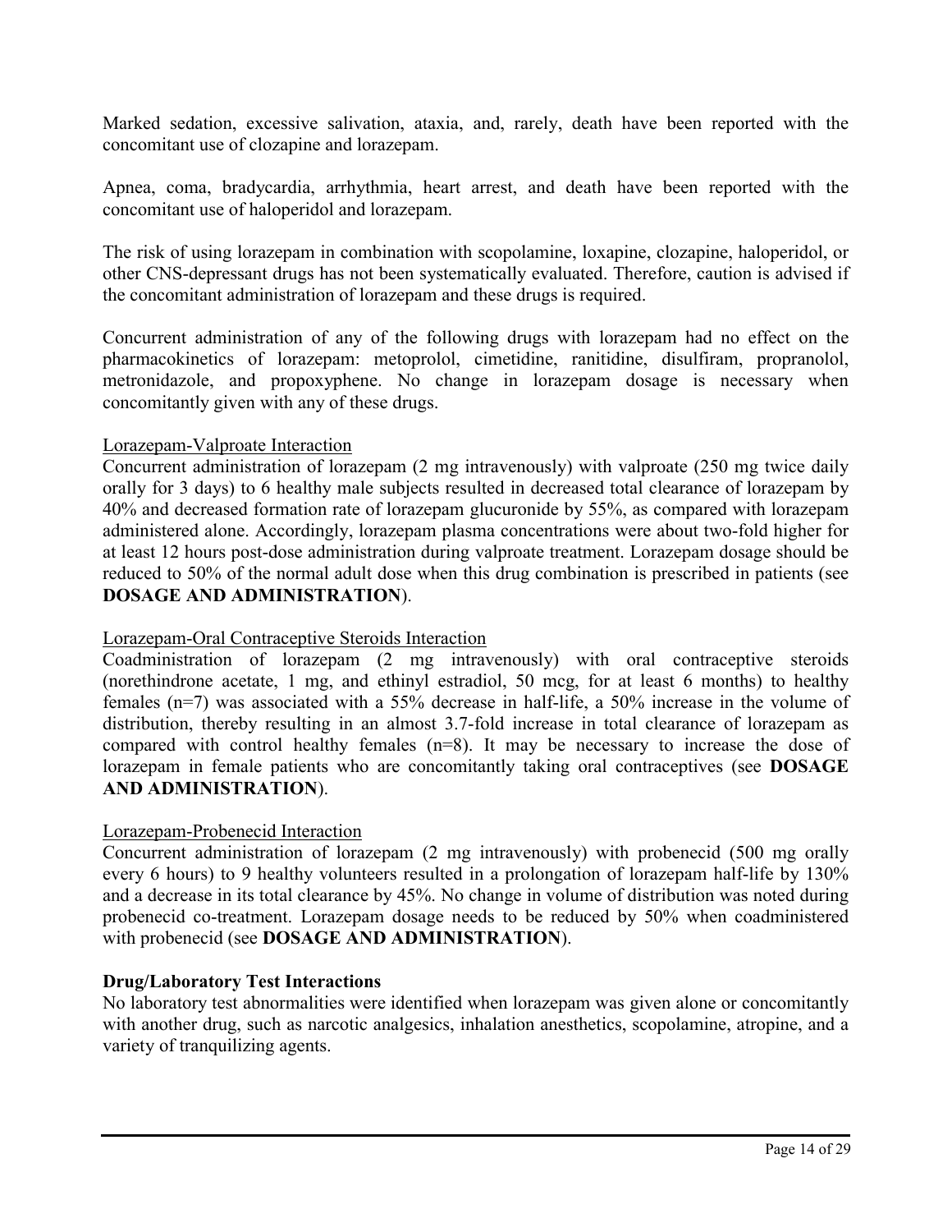Marked sedation, excessive salivation, ataxia, and, rarely, death have been reported with the concomitant use of clozapine and lorazepam.

Apnea, coma, bradycardia, arrhythmia, heart arrest, and death have been reported with the concomitant use of haloperidol and lorazepam.

The risk of using lorazepam in combination with scopolamine, loxapine, clozapine, haloperidol, or other CNS-depressant drugs has not been systematically evaluated. Therefore, caution is advised if the concomitant administration of lorazepam and these drugs is required.

Concurrent administration of any of the following drugs with lorazepam had no effect on the pharmacokinetics of lorazepam: metoprolol, cimetidine, ranitidine, disulfiram, propranolol, metronidazole, and propoxyphene. No change in lorazepam dosage is necessary when concomitantly given with any of these drugs.

<u>Lorazepam-Valproate Interaction</u>

Concurrent administration of lorazepam (2 mg intravenously) with valproate (250 mg twice daily orally for 3 days) to 6 healthy male subjects resulted in decreased total clearance of lorazepam by 40% and decreased formation rate of lorazepam glucuronide by 55%, as compared with lorazepam administered alone. Accordingly, lorazepam plasma concentrations were about two-fold higher for at least 12 hours post-dose administration during valproate treatment. Lorazepam dosage should be reduced to 50% of the normal adult dose when this drug combination is prescribed in patients (see **DOSAGE AND ADMINISTRATION**).

<u>Lorazepam-Oral Contraceptive Steroids Interaction</u>

Coadministration of lorazepam (2 mg intravenously) with oral contraceptive steroids (norethindrone acetate, 1 mg, and ethinyl estradiol, 50 mcg, for at least 6 months) to healthy females (n=7) was associated with a 55% decrease in half-life, a 50% increase in the volume of distribution, thereby resulting in an almost 3.7-fold increase in total clearance of lorazepam as compared with control healthy females (n=8). It may be necessary to increase the dose of lorazepam in female patients who are concomitantly taking oral contraceptives (see **DOSAGE AND ADMINISTRATION**).

<u>Lorazepam-Probenecid Interaction</u>

Concurrent administration of lorazepam (2 mg intravenously) with probenecid (500 mg orally every 6 hours) to 9 healthy volunteers resulted in a prolongation of lorazepam half-life by 130% and a decrease in its total clearance by 45%. No change in volume of distribution was noted during probenecid co-treatment. Lorazepam dosage needs to be reduced by 50% when coadministered with probenecid (see **DOSAGE AND ADMINISTRATION**).

**Drug/Laboratory Test Interactions**

No laboratory test abnormalities were identified when lorazepam was given alone or concomitantly with another drug, such as narcotic analgesics, inhalation anesthetics, scopolamine, atropine, and a variety of tranquilizing agents.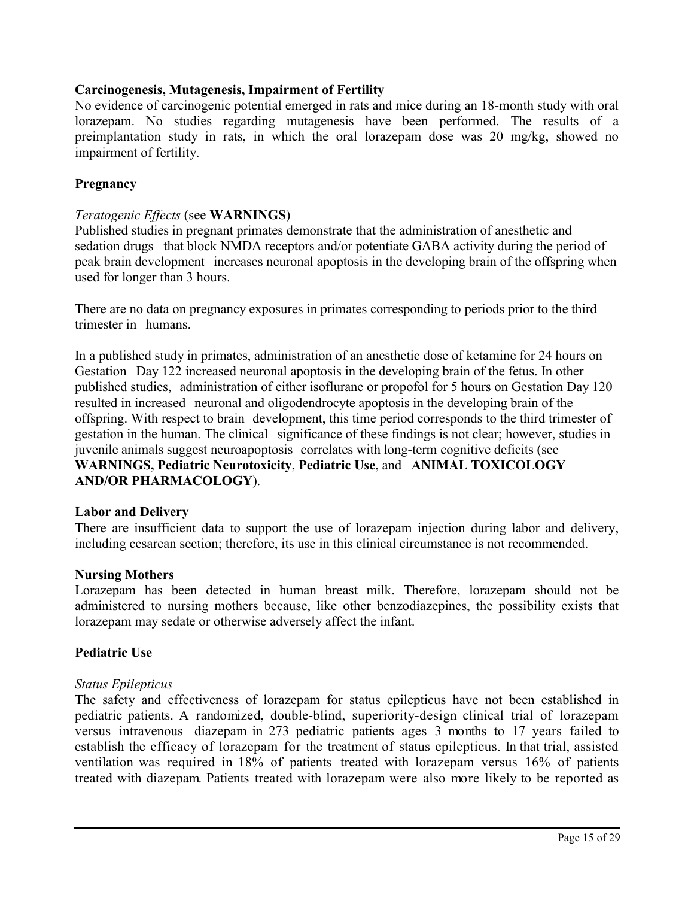**Carcinogenesis, Mutagenesis, Impairment of Fertility**

No evidence of carcinogenic potential emerged in rats and mice during an 18-month study with oral lorazepam. No studies regarding mutagenesis have been performed. The results of a preimplantation study in rats, in which the oral lorazepam dose was 20 mg/kg, showed no impairment of fertility.

**Pregnancy**

*Teratogenic Effects* (see **WARNINGS**)

Published studies in pregnant primates demonstrate that the administration of anesthetic and sedation drugs that block NMDA receptors and/or potentiate GABA activity during the period of peak brain development increases neuronal apoptosis in the developing brain of the offspring when used for longer than 3 hours.

There are no data on pregnancy exposures in primates corresponding to periods prior to the third trimester in humans.

In a published study in primates, administration of an anesthetic dose of ketamine for 24 hours on Gestation Day 122 increased neuronal apoptosis in the developing brain of the fetus. In other published studies, administration of either isoflurane or propofol for 5 hours on Gestation Day 120 resulted in increased neuronal and oligodendrocyte apoptosis in the developing brain of the offspring. With respect to brain development, this time period corresponds to the third trimester of gestation in the human. The clinical significance of these findings is not clear; however, studies in juvenile animals suggest neuroapoptosis correlates with long-term cognitive deficits (see **WARNINGS, Pediatric Neurotoxicity**, **Pediatric Use**, and **ANIMAL TOXICOLOGY AND/OR PHARMACOLOGY**).

**Labor and Delivery**

There are insufficient data to support the use of lorazepam injection during labor and delivery, including cesarean section; therefore, its use in this clinical circumstance is not recommended.

**Nursing Mothers**

Lorazepam has been detected in human breast milk. Therefore, lorazepam should not be administered to nursing mothers because, like other benzodiazepines, the possibility exists that lorazepam may sedate or otherwise adversely affect the infant.

**Pediatric Use**

*Status Epilepticus*

The safety and effectiveness of lorazepam for status epilepticus have not been established in pediatric patients. A randomized, double-blind, superiority-design clinical trial of lorazepam versus intravenous diazepam in 273 pediatric patients ages 3 months to 17 years failed to establish the efficacy of lorazepam for the treatment of status epilepticus. In that trial, assisted ventilation was required in 18% of patients treated with lorazepam versus 16% of patients treated with diazepam. Patients treated with lorazepam were also more likely to be reported as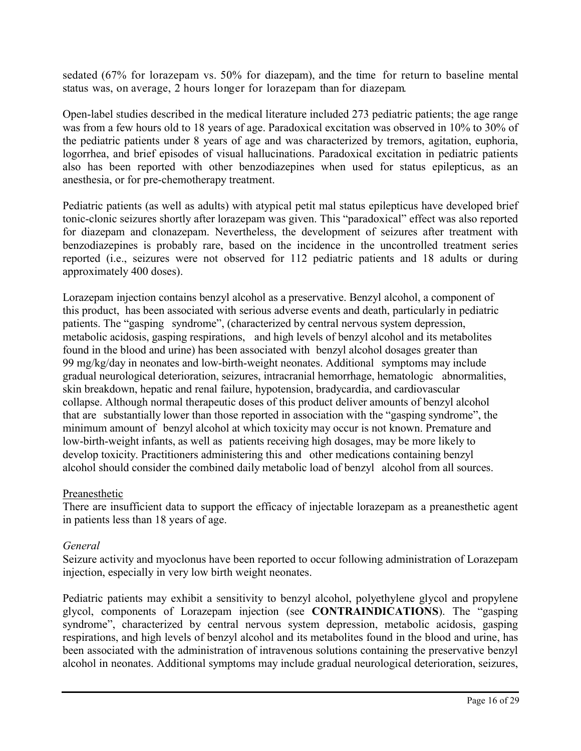sedated (67% for lorazepam vs. 50% for diazepam), and the time for return to baseline mental status was, on average, 2 hours longer for lorazepam than for diazepam.

Open-label studies described in the medical literature included 273 pediatric patients; the age range was from a few hours old to 18 years of age. Paradoxical excitation was observed in 10% to 30% of the pediatric patients under 8 years of age and was characterized by tremors, agitation, euphoria, logorrhea, and brief episodes of visual hallucinations. Paradoxical excitation in pediatric patients also has been reported with other benzodiazepines when used for status epilepticus, as an anesthesia, or for pre-chemotherapy treatment.

Pediatric patients (as well as adults) with atypical petit mal status epilepticus have developed brief tonic-clonic seizures shortly after lorazepam was given. This "paradoxical" effect was also reported for diazepam and clonazepam. Nevertheless, the development of seizures after treatment with benzodiazepines is probably rare, based on the incidence in the uncontrolled treatment series reported (i.e., seizures were not observed for 112 pediatric patients and 18 adults or during approximately 400 doses).

Lorazepam injection contains benzyl alcohol as a preservative. Benzyl alcohol, a component of this product, has been associated with serious adverse events and death, particularly in pediatric patients. The "gasping syndrome", (characterized by central nervous system depression, metabolic acidosis, gasping respirations, and high levels of benzyl alcohol and its metabolites found in the blood and urine) has been associated with benzyl alcohol dosages greater than 99 mg/kg/day in neonates and low-birth-weight neonates. Additional symptoms may include gradual neurological deterioration, seizures, intracranial hemorrhage, hematologic abnormalities, skin breakdown, hepatic and renal failure, hypotension, bradycardia, and cardiovascular collapse. Although normal therapeutic doses of this product deliver amounts of benzyl alcohol that are substantially lower than those reported in association with the "gasping syndrome", the minimum amount of benzyl alcohol at which toxicity may occur is not known. Premature and low-birth-weight infants, as well as patients receiving high dosages, may be more likely to develop toxicity. Practitioners administering this and other medications containing benzyl alcohol should consider the combined daily metabolic load of benzyl alcohol from all sources.

Preanesthetic

There are insufficient data to support the efficacy of injectable lorazepam as a preanesthetic agent in patients less than 18 years of age.

*General*

Seizure activity and myoclonus have been reported to occur following administration of Lorazepam injection, especially in very low birth weight neonates.

Pediatric patients may exhibit a sensitivity to benzyl alcohol, polyethylene glycol and propylene glycol, components of Lorazepam injection (see **CONTRAINDICATIONS**). The "gasping syndrome", characterized by central nervous system depression, metabolic acidosis, gasping respirations, and high levels of benzyl alcohol and its metabolites found in the blood and urine, has been associated with the administration of intravenous solutions containing the preservative benzyl alcohol in neonates. Additional symptoms may include gradual neurological deterioration, seizures,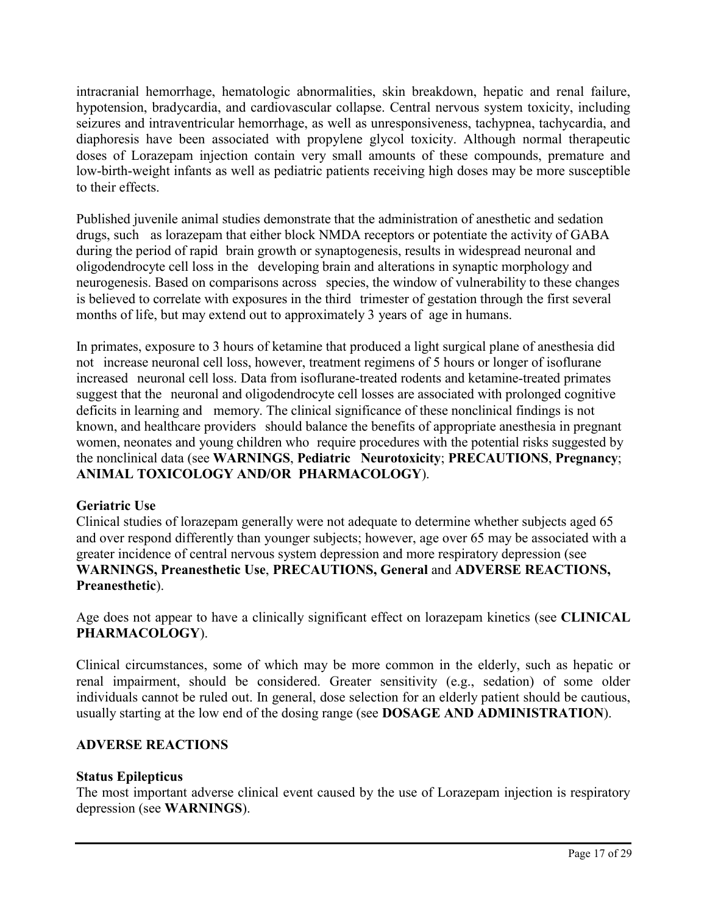intracranial hemorrhage, hematologic abnormalities, skin breakdown, hepatic and renal failure, hypotension, bradycardia, and cardiovascular collapse. Central nervous system toxicity, including seizures and intraventricular hemorrhage, as well as unresponsiveness, tachypnea, tachycardia, and diaphoresis have been associated with propylene glycol toxicity. Although normal therapeutic doses of Lorazepam injection contain very small amounts of these compounds, premature and low-birth-weight infants as well as pediatric patients receiving high doses may be more susceptible to their effects.

Published juvenile animal studies demonstrate that the administration of anesthetic and sedation drugs, such as lorazepam that either block NMDA receptors or potentiate the activity of GABA during the period of rapid brain growth or synaptogenesis, results in widespread neuronal and oligodendrocyte cell loss in the developing brain and alterations in synaptic morphology and neurogenesis. Based on comparisons across species, the window of vulnerability to these changes is believed to correlate with exposures in the third trimester of gestation through the first several months of life, but may extend out to approximately 3 years of age in humans.

In primates, exposure to 3 hours of ketamine that produced a light surgical plane of anesthesia did not increase neuronal cell loss, however, treatment regimens of 5 hours or longer of isoflurane increased neuronal cell loss. Data from isoflurane-treated rodents and ketamine-treated primates suggest that the neuronal and oligodendrocyte cell losses are associated with prolonged cognitive deficits in learning and memory. The clinical significance of these nonclinical findings is not known, and healthcare providers should balance the benefits of appropriate anesthesia in pregnant women, neonates and young children who require procedures with the potential risks suggested by the nonclinical data (see **WARNINGS**, **Pediatric Neurotoxicity**; **PRECAUTIONS**, **Pregnancy**; **ANIMAL TOXICOLOGY AND/OR PHARMACOLOGY**).

**Geriatric Use**

Clinical studies of lorazepam generally were not adequate to determine whether subjects aged 65 and over respond differently than younger subjects; however, age over 65 may be associated with a greater incidence of central nervous system depression and more respiratory depression (see **WARNINGS, Preanesthetic Use**, **PRECAUTIONS, General** and **ADVERSE REACTIONS, Preanesthetic**).

Age does not appear to have a clinically significant effect on lorazepam kinetics (see **CLINICAL PHARMACOLOGY**).

Clinical circumstances, some of which may be more common in the elderly, such as hepatic or renal impairment, should be considered. Greater sensitivity (e.g., sedation) of some older individuals cannot be ruled out. In general, dose selection for an elderly patient should be cautious, usually starting at the low end of the dosing range (see **DOSAGE AND ADMINISTRATION**).

## ADVERSE REACTIONS

**Status Epilepticus**

The most important adverse clinical event caused by the use of Lorazepam injection is respiratory depression (see **WARNINGS**).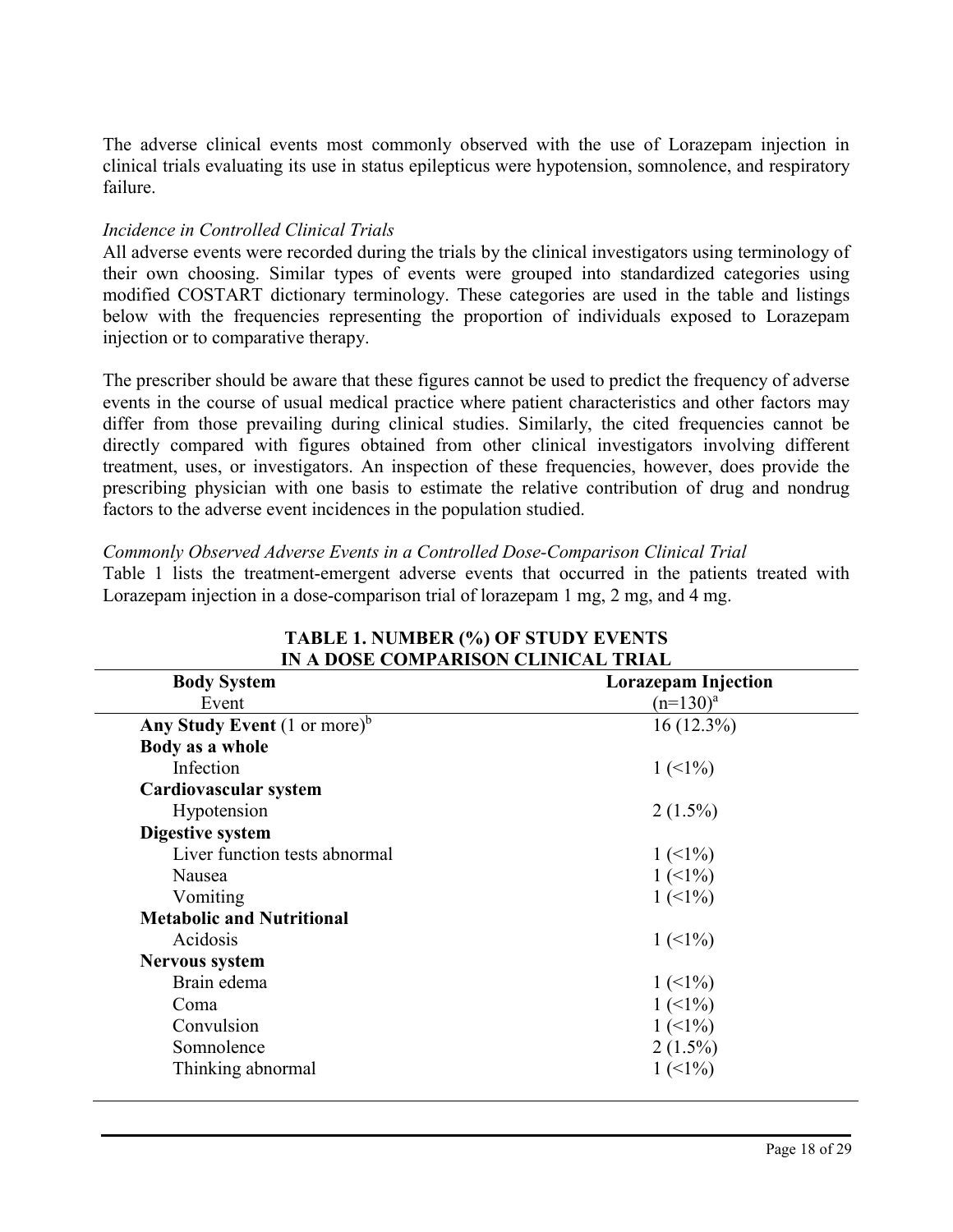The adverse clinical events most commonly observed with the use of Lorazepam injection in clinical trials evaluating its use in status epilepticus were hypotension, somnolence, and respiratory failure.

*Incidence in Controlled Clinical Trials*

All adverse events were recorded during the trials by the clinical investigators using terminology of their own choosing. Similar types of events were grouped into standardized categories using modified COSTART dictionary terminology. These categories are used in the table and listings below with the frequencies representing the proportion of individuals exposed to Lorazepam injection or to comparative therapy.

The prescriber should be aware that these figures cannot be used to predict the frequency of adverse events in the course of usual medical practice where patient characteristics and other factors may differ from those prevailing during clinical studies. Similarly, the cited frequencies cannot be directly compared with figures obtained from other clinical investigators involving different treatment, uses, or investigators. An inspection of these frequencies, however, does provide the prescribing physician with one basis to estimate the relative contribution of drug and nondrug factors to the adverse event incidences in the population studied.

*Commonly Observed Adverse Events in a Controlled Dose-Comparison Clinical Trial*

Table 1 lists the treatment-emergent adverse events that occurred in the patients treated with Lorazepam injection in a dose-comparison trial of lorazepam 1 mg, 2 mg, and 4 mg.

**TABLE 1. NUMBER (%) OF STUDY EVENTS IN A DOSE COMPARISON CLINICAL TRIAL**

| **Body System**<br>Event | **Lorazepam Injection**<br>(n=130)[a] |
|---|---|
| **Any Study Event** (1 or more)[b] | 16 (12.3%) |
| **Body as a whole** | |
| Infection | 1 (<1%) |
| **Cardiovascular system** | |
| Hypotension | 2 (1.5%) |
| **Digestive system** | |
| Liver function tests abnormal | 1 (<1%) |
| Nausea | 1 (<1%) |
| Vomiting | 1 (<1%) |
| **Metabolic and Nutritional** | |
| Acidosis | 1 (<1%) |
| **Nervous system** | |
| Brain edema | 1 (<1%) |
| Coma | 1 (<1%) |
| Convulsion | 1 (<1%) |
| Somnolence | 2 (1.5%) |
| Thinking abnormal | 1 (<1%) |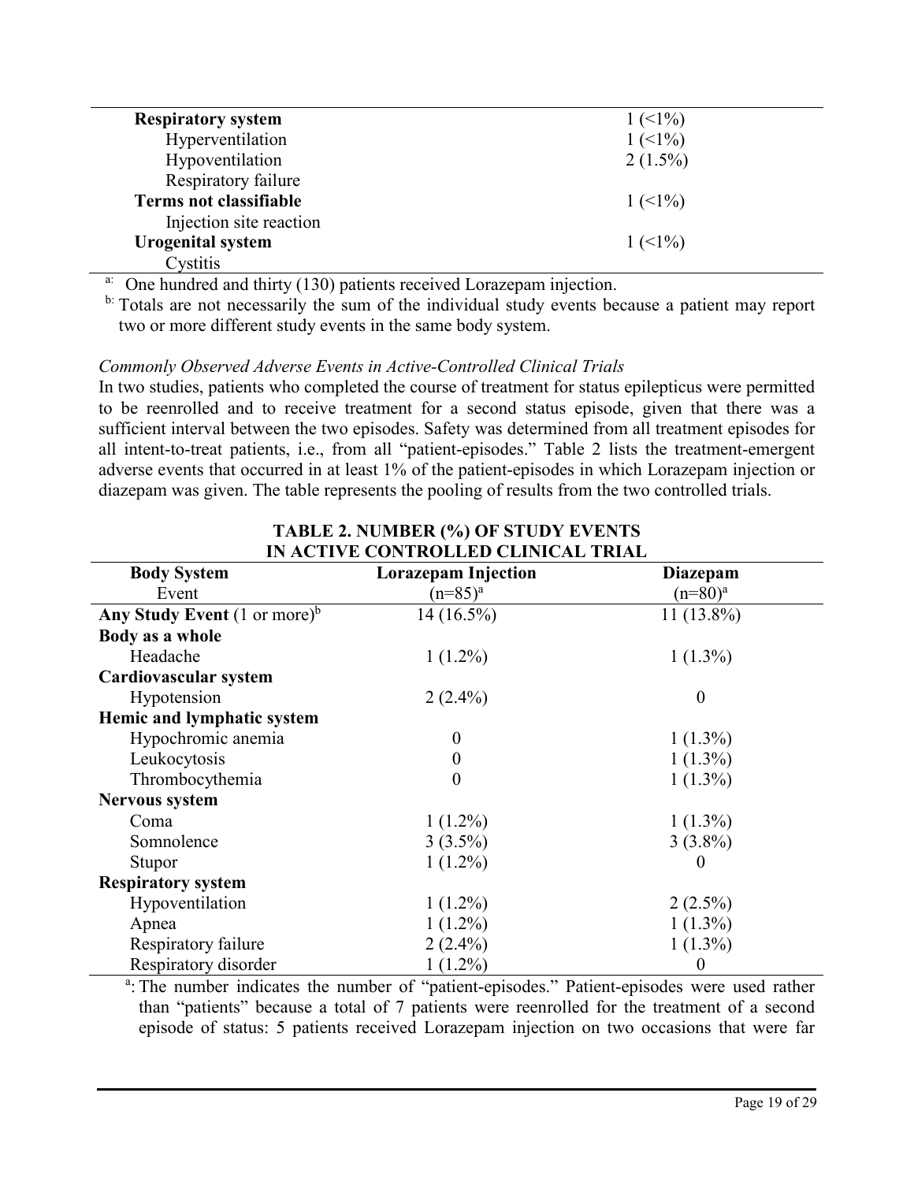| | |
|---|---|
| **Respiratory system** | 1 (<1%) |
| Hyperventilation | 1 (<1%) |
| Hypoventilation | 2 (1.5%) |
| Respiratory failure | |
| **Terms not classifiable** | 1 (<1%) |
| Injection site reaction | |
| **Urogenital system** | 1 (<1%) |
| Cystitis | |

[a] One hundred and thirty (130) patients received Lorazepam injection.

[b] Totals are not necessarily the sum of the individual study events because a patient may report two or more different study events in the same body system.

*Commonly Observed Adverse Events in Active-Controlled Clinical Trials*

In two studies, patients who completed the course of treatment for status epilepticus were permitted to be reenrolled and to receive treatment for a second status episode, given that there was a sufficient interval between the two episodes. Safety was determined from all treatment episodes for all intent-to-treat patients, i.e., from all "patient-episodes." Table 2 lists the treatment-emergent adverse events that occurred in at least 1% of the patient-episodes in which Lorazepam injection or diazepam was given. The table represents the pooling of results from the two controlled trials.

**TABLE 2. NUMBER (%) OF STUDY EVENTS IN ACTIVE CONTROLLED CLINICAL TRIAL**

| **Body System**<br>Event | **Lorazepam Injection**<br>(n=85)[a] | **Diazepam**<br>(n=80)[a] |
|---|---|---|
| **Any Study Event** (1 or more)[b] | 14 (16.5%) | 11 (13.8%) |
| **Body as a whole** | | |
| Headache | 1 (1.2%) | 1 (1.3%) |
| **Cardiovascular system** | | |
| Hypotension | 2 (2.4%) | 0 |
| **Hemic and lymphatic system** | | |
| Hypochromic anemia | 0 | 1 (1.3%) |
| Leukocytosis | 0 | 1 (1.3%) |
| Thrombocythemia | 0 | 1 (1.3%) |
| **Nervous system** | | |
| Coma | 1 (1.2%) | 1 (1.3%) |
| Somnolence | 3 (3.5%) | 3 (3.8%) |
| Stupor | 1 (1.2%) | 0 |
| **Respiratory system** | | |
| Hypoventilation | 1 (1.2%) | 2 (2.5%) |
| Apnea | 1 (1.2%) | 1 (1.3%) |
| Respiratory failure | 2 (2.4%) | 1 (1.3%) |
| Respiratory disorder | 1 (1.2%) | 0 |

[a]: The number indicates the number of "patient-episodes." Patient-episodes were used rather than "patients" because a total of 7 patients were reenrolled for the treatment of a second episode of status: 5 patients received Lorazepam injection on two occasions that were far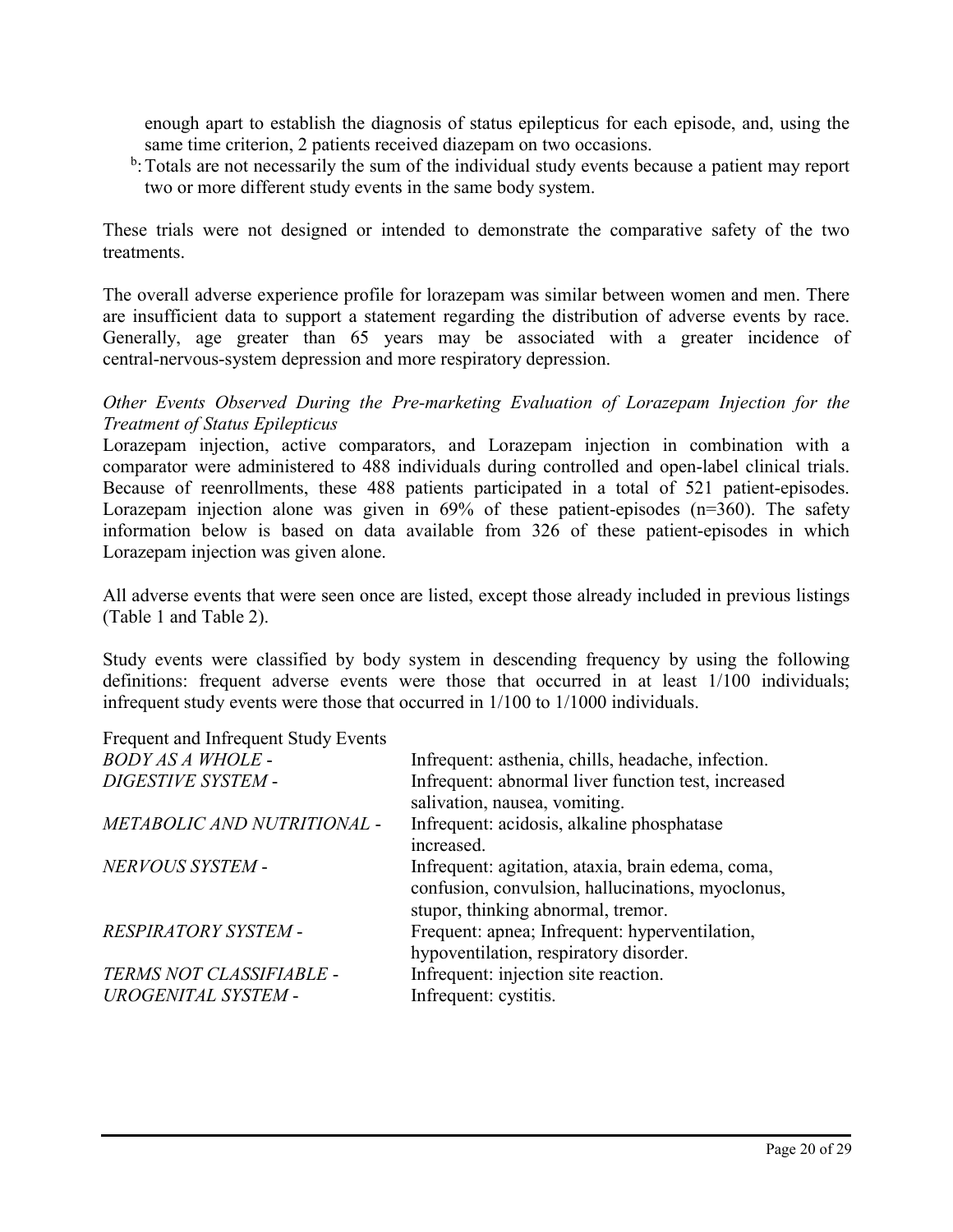enough apart to establish the diagnosis of status epilepticus for each episode, and, using the same time criterion, 2 patients received diazepam on two occasions.

[b]: Totals are not necessarily the sum of the individual study events because a patient may report two or more different study events in the same body system.

These trials were not designed or intended to demonstrate the comparative safety of the two treatments.

The overall adverse experience profile for lorazepam was similar between women and men. There are insufficient data to support a statement regarding the distribution of adverse events by race. Generally, age greater than 65 years may be associated with a greater incidence of central-nervous-system depression and more respiratory depression.

*Other Events Observed During the Pre-marketing Evaluation of Lorazepam Injection for the Treatment of Status Epilepticus*

Lorazepam injection, active comparators, and Lorazepam injection in combination with a comparator were administered to 488 individuals during controlled and open-label clinical trials. Because of reenrollments, these 488 patients participated in a total of 521 patient-episodes. Lorazepam injection alone was given in 69% of these patient-episodes (n=360). The safety information below is based on data available from 326 of these patient-episodes in which Lorazepam injection was given alone.

All adverse events that were seen once are listed, except those already included in previous listings (Table 1 and Table 2).

Study events were classified by body system in descending frequency by using the following definitions: frequent adverse events were those that occurred in at least 1/100 individuals; infrequent study events were those that occurred in 1/100 to 1/1000 individuals.

Frequent and Infrequent Study Events

| | |
|---|---|
| *BODY AS A WHOLE -* | Infrequent: asthenia, chills, headache, infection. |
| *DIGESTIVE SYSTEM -* | Infrequent: abnormal liver function test, increased salivation, nausea, vomiting. |
| *METABOLIC AND NUTRITIONAL -* | Infrequent: acidosis, alkaline phosphatase increased. |
| *NERVOUS SYSTEM -* | Infrequent: agitation, ataxia, brain edema, coma, confusion, convulsion, hallucinations, myoclonus, stupor, thinking abnormal, tremor. |
| *RESPIRATORY SYSTEM -* | Frequent: apnea; Infrequent: hyperventilation, hypoventilation, respiratory disorder. |
| *TERMS NOT CLASSIFIABLE -* | Infrequent: injection site reaction. |
| *UROGENITAL SYSTEM -* | Infrequent: cystitis. |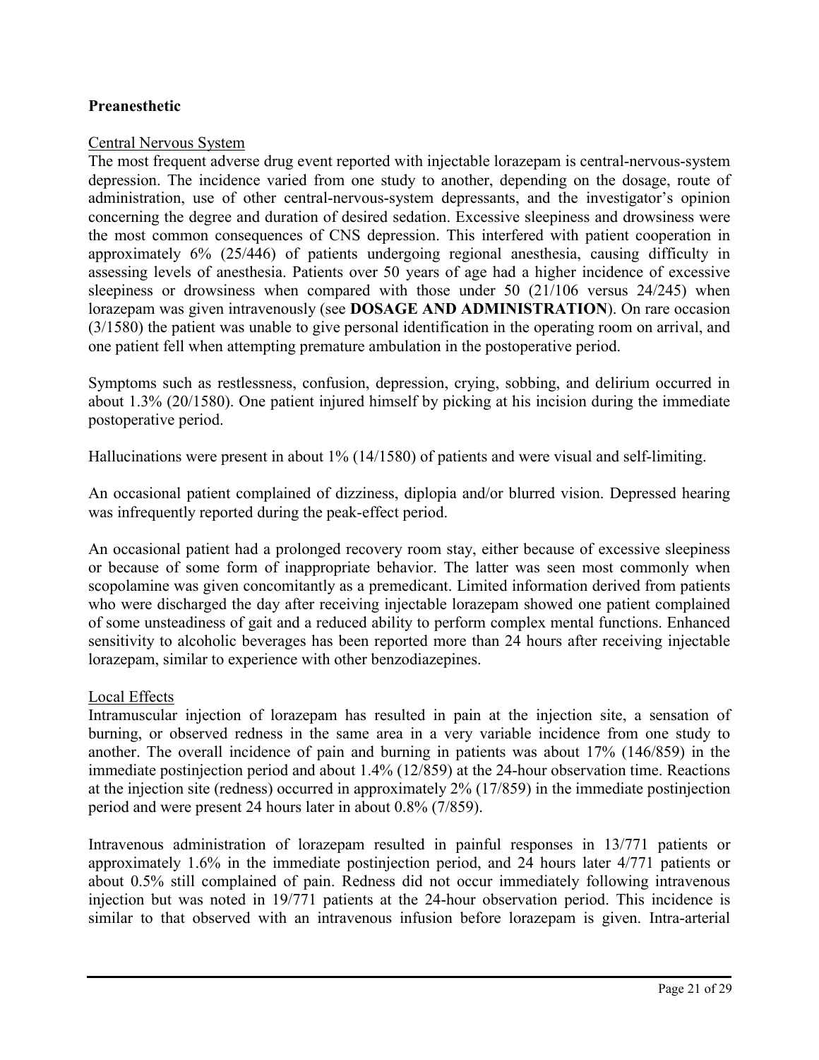**Preanesthetic**

Central Nervous System

The most frequent adverse drug event reported with injectable lorazepam is central-nervous-system depression. The incidence varied from one study to another, depending on the dosage, route of administration, use of other central-nervous-system depressants, and the investigator's opinion concerning the degree and duration of desired sedation. Excessive sleepiness and drowsiness were the most common consequences of CNS depression. This interfered with patient cooperation in approximately 6% (25/446) of patients undergoing regional anesthesia, causing difficulty in assessing levels of anesthesia. Patients over 50 years of age had a higher incidence of excessive sleepiness or drowsiness when compared with those under 50 (21/106 versus 24/245) when lorazepam was given intravenously (see **DOSAGE AND ADMINISTRATION**). On rare occasion (3/1580) the patient was unable to give personal identification in the operating room on arrival, and one patient fell when attempting premature ambulation in the postoperative period.

Symptoms such as restlessness, confusion, depression, crying, sobbing, and delirium occurred in about 1.3% (20/1580). One patient injured himself by picking at his incision during the immediate postoperative period.

Hallucinations were present in about 1% (14/1580) of patients and were visual and self-limiting.

An occasional patient complained of dizziness, diplopia and/or blurred vision. Depressed hearing was infrequently reported during the peak-effect period.

An occasional patient had a prolonged recovery room stay, either because of excessive sleepiness or because of some form of inappropriate behavior. The latter was seen most commonly when scopolamine was given concomitantly as a premedicant. Limited information derived from patients who were discharged the day after receiving injectable lorazepam showed one patient complained of some unsteadiness of gait and a reduced ability to perform complex mental functions. Enhanced sensitivity to alcoholic beverages has been reported more than 24 hours after receiving injectable lorazepam, similar to experience with other benzodiazepines.

Local Effects

Intramuscular injection of lorazepam has resulted in pain at the injection site, a sensation of burning, or observed redness in the same area in a very variable incidence from one study to another. The overall incidence of pain and burning in patients was about 17% (146/859) in the immediate postinjection period and about 1.4% (12/859) at the 24-hour observation time. Reactions at the injection site (redness) occurred in approximately 2% (17/859) in the immediate postinjection period and were present 24 hours later in about 0.8% (7/859).

Intravenous administration of lorazepam resulted in painful responses in 13/771 patients or approximately 1.6% in the immediate postinjection period, and 24 hours later 4/771 patients or about 0.5% still complained of pain. Redness did not occur immediately following intravenous injection but was noted in 19/771 patients at the 24-hour observation period. This incidence is similar to that observed with an intravenous infusion before lorazepam is given. Intra-arterial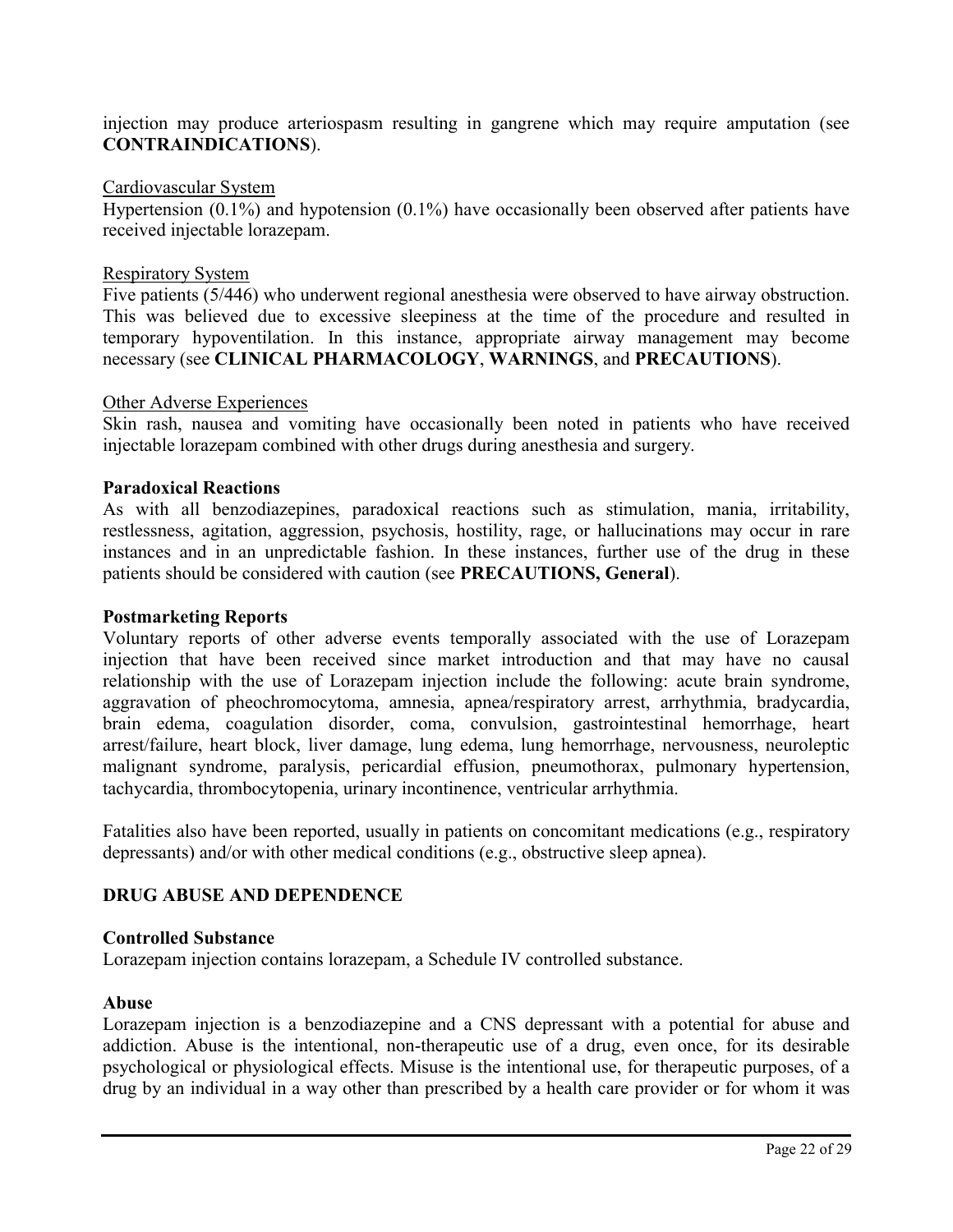injection may produce arteriospasm resulting in gangrene which may require amputation (see **CONTRAINDICATIONS**).

Cardiovascular System

Hypertension (0.1%) and hypotension (0.1%) have occasionally been observed after patients have received injectable lorazepam.

Respiratory System

Five patients (5/446) who underwent regional anesthesia were observed to have airway obstruction. This was believed due to excessive sleepiness at the time of the procedure and resulted in temporary hypoventilation. In this instance, appropriate airway management may become necessary (see **CLINICAL PHARMACOLOGY**, **WARNINGS**, and **PRECAUTIONS**).

Other Adverse Experiences

Skin rash, nausea and vomiting have occasionally been noted in patients who have received injectable lorazepam combined with other drugs during anesthesia and surgery.

**Paradoxical Reactions**

As with all benzodiazepines, paradoxical reactions such as stimulation, mania, irritability, restlessness, agitation, aggression, psychosis, hostility, rage, or hallucinations may occur in rare instances and in an unpredictable fashion. In these instances, further use of the drug in these patients should be considered with caution (see **PRECAUTIONS, General**).

**Postmarketing Reports**

Voluntary reports of other adverse events temporally associated with the use of Lorazepam injection that have been received since market introduction and that may have no causal relationship with the use of Lorazepam injection include the following: acute brain syndrome, aggravation of pheochromocytoma, amnesia, apnea/respiratory arrest, arrhythmia, bradycardia, brain edema, coagulation disorder, coma, convulsion, gastrointestinal hemorrhage, heart arrest/failure, heart block, liver damage, lung edema, lung hemorrhage, nervousness, neuroleptic malignant syndrome, paralysis, pericardial effusion, pneumothorax, pulmonary hypertension, tachycardia, thrombocytopenia, urinary incontinence, ventricular arrhythmia.

Fatalities also have been reported, usually in patients on concomitant medications (e.g., respiratory depressants) and/or with other medical conditions (e.g., obstructive sleep apnea).

## DRUG ABUSE AND DEPENDENCE

**Controlled Substance**

Lorazepam injection contains lorazepam, a Schedule IV controlled substance.

**Abuse**

Lorazepam injection is a benzodiazepine and a CNS depressant with a potential for abuse and addiction. Abuse is the intentional, non-therapeutic use of a drug, even once, for its desirable psychological or physiological effects. Misuse is the intentional use, for therapeutic purposes, of a drug by an individual in a way other than prescribed by a health care provider or for whom it was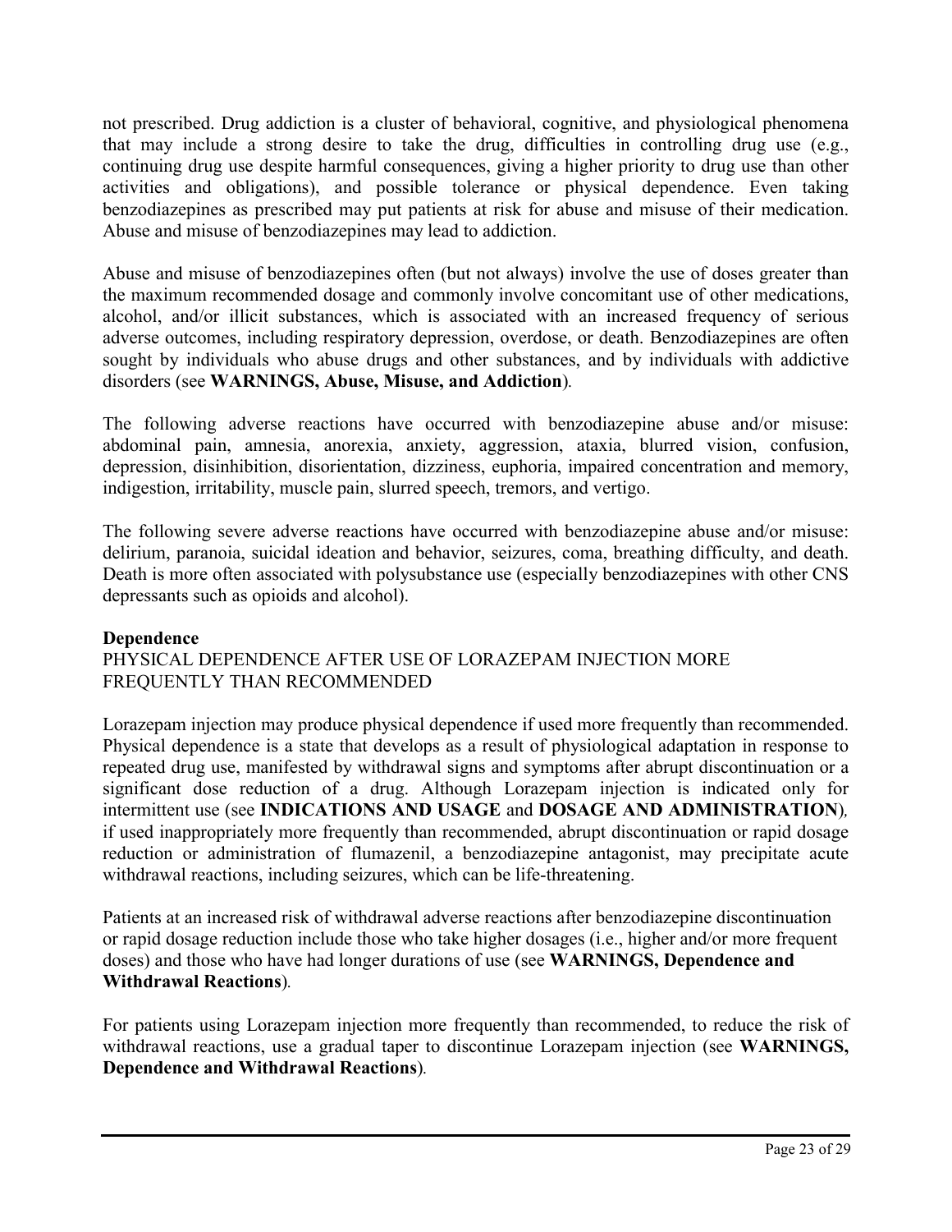not prescribed. Drug addiction is a cluster of behavioral, cognitive, and physiological phenomena that may include a strong desire to take the drug, difficulties in controlling drug use (e.g., continuing drug use despite harmful consequences, giving a higher priority to drug use than other activities and obligations), and possible tolerance or physical dependence. Even taking benzodiazepines as prescribed may put patients at risk for abuse and misuse of their medication. Abuse and misuse of benzodiazepines may lead to addiction.

Abuse and misuse of benzodiazepines often (but not always) involve the use of doses greater than the maximum recommended dosage and commonly involve concomitant use of other medications, alcohol, and/or illicit substances, which is associated with an increased frequency of serious adverse outcomes, including respiratory depression, overdose, or death. Benzodiazepines are often sought by individuals who abuse drugs and other substances, and by individuals with addictive disorders (see **WARNINGS, Abuse, Misuse, and Addiction**).

The following adverse reactions have occurred with benzodiazepine abuse and/or misuse: abdominal pain, amnesia, anorexia, anxiety, aggression, ataxia, blurred vision, confusion, depression, disinhibition, disorientation, dizziness, euphoria, impaired concentration and memory, indigestion, irritability, muscle pain, slurred speech, tremors, and vertigo.

The following severe adverse reactions have occurred with benzodiazepine abuse and/or misuse: delirium, paranoia, suicidal ideation and behavior, seizures, coma, breathing difficulty, and death. Death is more often associated with polysubstance use (especially benzodiazepines with other CNS depressants such as opioids and alcohol).

**Dependence**

PHYSICAL DEPENDENCE AFTER USE OF LORAZEPAM INJECTION MORE FREQUENTLY THAN RECOMMENDED

Lorazepam injection may produce physical dependence if used more frequently than recommended. Physical dependence is a state that develops as a result of physiological adaptation in response to repeated drug use, manifested by withdrawal signs and symptoms after abrupt discontinuation or a significant dose reduction of a drug. Although Lorazepam injection is indicated only for intermittent use (see **INDICATIONS AND USAGE** and **DOSAGE AND ADMINISTRATION**), if used inappropriately more frequently than recommended, abrupt discontinuation or rapid dosage reduction or administration of flumazenil, a benzodiazepine antagonist, may precipitate acute withdrawal reactions, including seizures, which can be life-threatening.

Patients at an increased risk of withdrawal adverse reactions after benzodiazepine discontinuation or rapid dosage reduction include those who take higher dosages (i.e., higher and/or more frequent doses) and those who have had longer durations of use (see **WARNINGS, Dependence and Withdrawal Reactions**).

For patients using Lorazepam injection more frequently than recommended, to reduce the risk of withdrawal reactions, use a gradual taper to discontinue Lorazepam injection (see **WARNINGS, Dependence and Withdrawal Reactions**).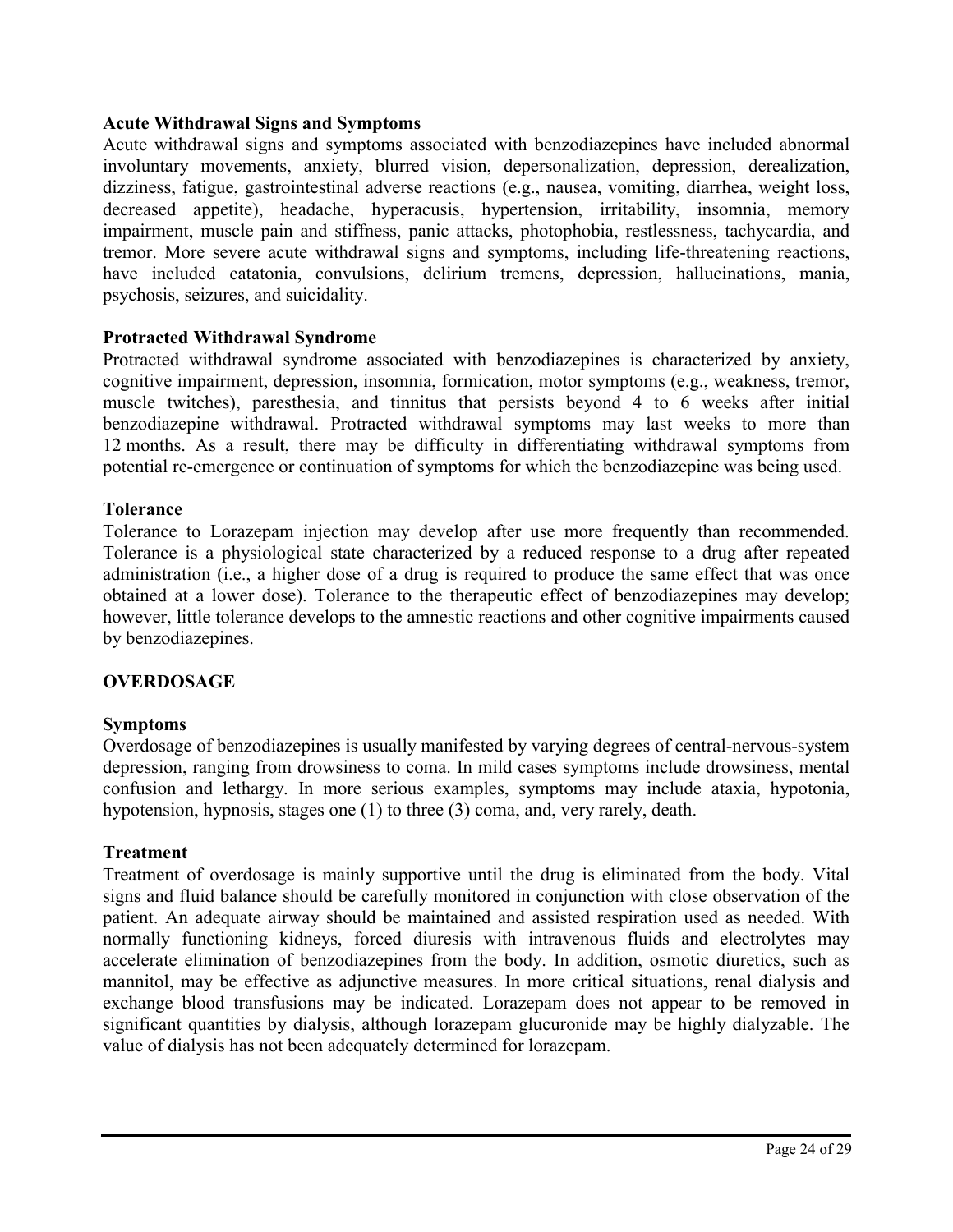**Acute Withdrawal Signs and Symptoms**

Acute withdrawal signs and symptoms associated with benzodiazepines have included abnormal involuntary movements, anxiety, blurred vision, depersonalization, depression, derealization, dizziness, fatigue, gastrointestinal adverse reactions (e.g., nausea, vomiting, diarrhea, weight loss, decreased appetite), headache, hyperacusis, hypertension, irritability, insomnia, memory impairment, muscle pain and stiffness, panic attacks, photophobia, restlessness, tachycardia, and tremor. More severe acute withdrawal signs and symptoms, including life-threatening reactions, have included catatonia, convulsions, delirium tremens, depression, hallucinations, mania, psychosis, seizures, and suicidality.

**Protracted Withdrawal Syndrome**

Protracted withdrawal syndrome associated with benzodiazepines is characterized by anxiety, cognitive impairment, depression, insomnia, formication, motor symptoms (e.g., weakness, tremor, muscle twitches), paresthesia, and tinnitus that persists beyond 4 to 6 weeks after initial benzodiazepine withdrawal. Protracted withdrawal symptoms may last weeks to more than 12 months. As a result, there may be difficulty in differentiating withdrawal symptoms from potential re-emergence or continuation of symptoms for which the benzodiazepine was being used.

**Tolerance**

Tolerance to Lorazepam injection may develop after use more frequently than recommended. Tolerance is a physiological state characterized by a reduced response to a drug after repeated administration (i.e., a higher dose of a drug is required to produce the same effect that was once obtained at a lower dose). Tolerance to the therapeutic effect of benzodiazepines may develop; however, little tolerance develops to the amnestic reactions and other cognitive impairments caused by benzodiazepines.

## OVERDOSAGE

**Symptoms**

Overdosage of benzodiazepines is usually manifested by varying degrees of central-nervous-system depression, ranging from drowsiness to coma. In mild cases symptoms include drowsiness, mental confusion and lethargy. In more serious examples, symptoms may include ataxia, hypotonia, hypotension, hypnosis, stages one (1) to three (3) coma, and, very rarely, death.

**Treatment**

Treatment of overdosage is mainly supportive until the drug is eliminated from the body. Vital signs and fluid balance should be carefully monitored in conjunction with close observation of the patient. An adequate airway should be maintained and assisted respiration used as needed. With normally functioning kidneys, forced diuresis with intravenous fluids and electrolytes may accelerate elimination of benzodiazepines from the body. In addition, osmotic diuretics, such as mannitol, may be effective as adjunctive measures. In more critical situations, renal dialysis and exchange blood transfusions may be indicated. Lorazepam does not appear to be removed in significant quantities by dialysis, although lorazepam glucuronide may be highly dialyzable. The value of dialysis has not been adequately determined for lorazepam.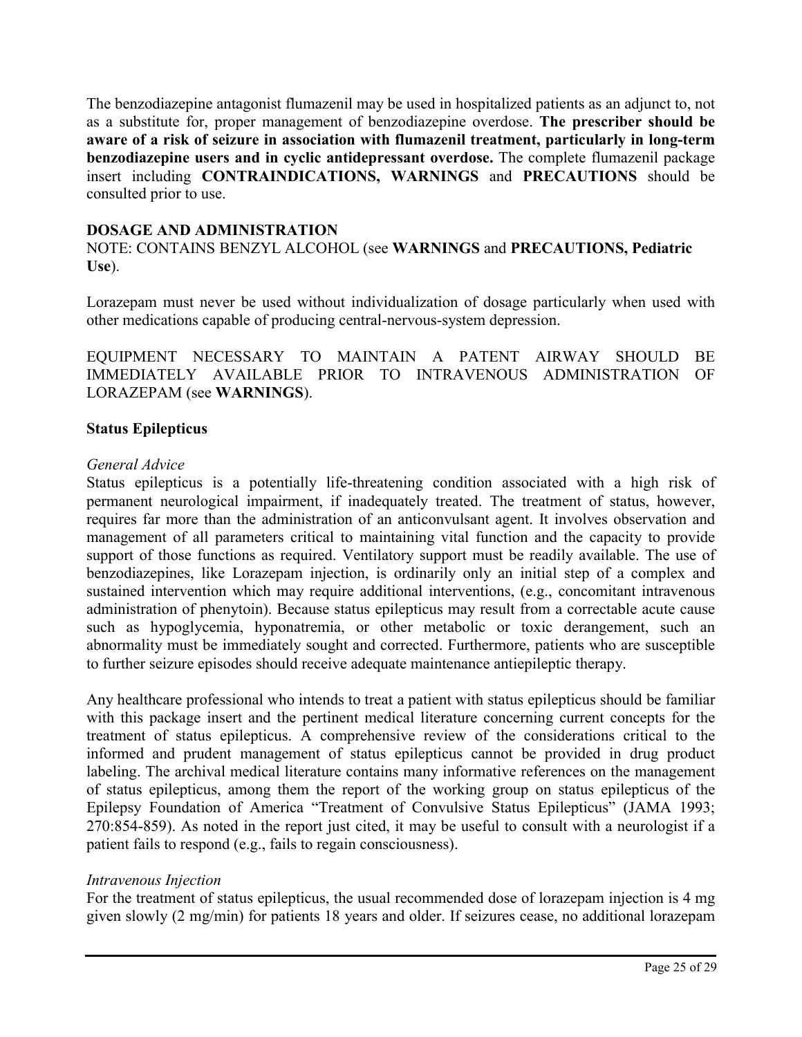The benzodiazepine antagonist flumazenil may be used in hospitalized patients as an adjunct to, not as a substitute for, proper management of benzodiazepine overdose. **The prescriber should be aware of a risk of seizure in association with flumazenil treatment, particularly in long-term benzodiazepine users and in cyclic antidepressant overdose.** The complete flumazenil package insert including **CONTRAINDICATIONS, WARNINGS** and **PRECAUTIONS** should be consulted prior to use.

## DOSAGE AND ADMINISTRATION

NOTE: CONTAINS BENZYL ALCOHOL (see **WARNINGS** and **PRECAUTIONS, Pediatric Use**).

Lorazepam must never be used without individualization of dosage particularly when used with other medications capable of producing central-nervous-system depression.

EQUIPMENT NECESSARY TO MAINTAIN A PATENT AIRWAY SHOULD BE IMMEDIATELY AVAILABLE PRIOR TO INTRAVENOUS ADMINISTRATION OF LORAZEPAM (see **WARNINGS**).

### Status Epilepticus

*General Advice*

Status epilepticus is a potentially life-threatening condition associated with a high risk of permanent neurological impairment, if inadequately treated. The treatment of status, however, requires far more than the administration of an anticonvulsant agent. It involves observation and management of all parameters critical to maintaining vital function and the capacity to provide support of those functions as required. Ventilatory support must be readily available. The use of benzodiazepines, like Lorazepam injection, is ordinarily only an initial step of a complex and sustained intervention which may require additional interventions, (e.g., concomitant intravenous administration of phenytoin). Because status epilepticus may result from a correctable acute cause such as hypoglycemia, hyponatremia, or other metabolic or toxic derangement, such an abnormality must be immediately sought and corrected. Furthermore, patients who are susceptible to further seizure episodes should receive adequate maintenance antiepileptic therapy.

Any healthcare professional who intends to treat a patient with status epilepticus should be familiar with this package insert and the pertinent medical literature concerning current concepts for the treatment of status epilepticus. A comprehensive review of the considerations critical to the informed and prudent management of status epilepticus cannot be provided in drug product labeling. The archival medical literature contains many informative references on the management of status epilepticus, among them the report of the working group on status epilepticus of the Epilepsy Foundation of America "Treatment of Convulsive Status Epilepticus" (JAMA 1993; 270:854-859). As noted in the report just cited, it may be useful to consult with a neurologist if a patient fails to respond (e.g., fails to regain consciousness).

*Intravenous Injection*

For the treatment of status epilepticus, the usual recommended dose of lorazepam injection is 4 mg given slowly (2 mg/min) for patients 18 years and older. If seizures cease, no additional lorazepam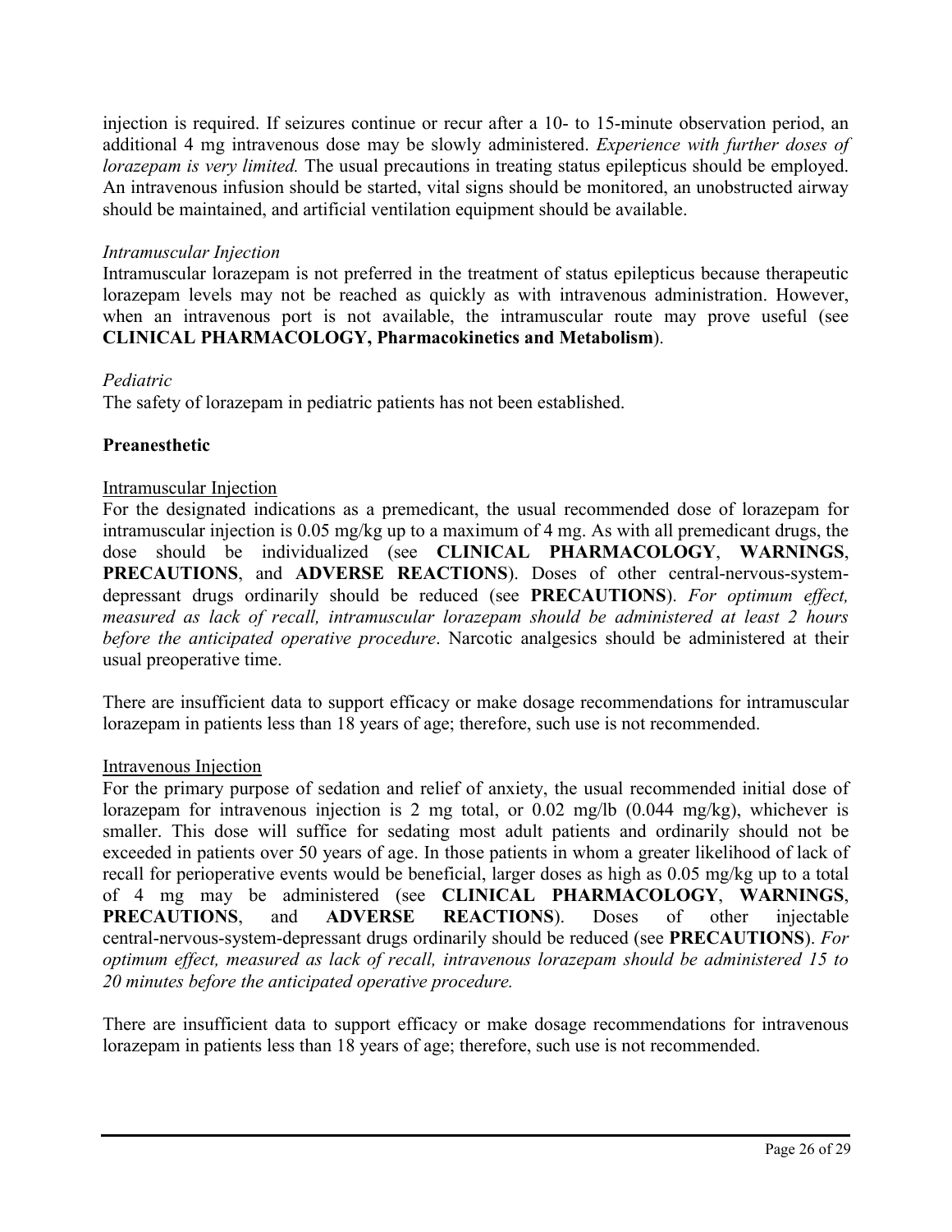injection is required. If seizures continue or recur after a 10- to 15-minute observation period, an additional 4 mg intravenous dose may be slowly administered. *Experience with further doses of lorazepam is very limited.* The usual precautions in treating status epilepticus should be employed. An intravenous infusion should be started, vital signs should be monitored, an unobstructed airway should be maintained, and artificial ventilation equipment should be available.

*Intramuscular Injection*

Intramuscular lorazepam is not preferred in the treatment of status epilepticus because therapeutic lorazepam levels may not be reached as quickly as with intravenous administration. However, when an intravenous port is not available, the intramuscular route may prove useful (see **CLINICAL PHARMACOLOGY, Pharmacokinetics and Metabolism**).

*Pediatric*

The safety of lorazepam in pediatric patients has not been established.

**Preanesthetic**

Intramuscular Injection

For the designated indications as a premedicant, the usual recommended dose of lorazepam for intramuscular injection is 0.05 mg/kg up to a maximum of 4 mg. As with all premedicant drugs, the dose should be individualized (see **CLINICAL PHARMACOLOGY**, **WARNINGS**, **PRECAUTIONS**, and **ADVERSE REACTIONS**). Doses of other central-nervous-system-depressant drugs ordinarily should be reduced (see **PRECAUTIONS**). *For optimum effect, measured as lack of recall, intramuscular lorazepam should be administered at least 2 hours before the anticipated operative procedure*. Narcotic analgesics should be administered at their usual preoperative time.

There are insufficient data to support efficacy or make dosage recommendations for intramuscular lorazepam in patients less than 18 years of age; therefore, such use is not recommended.

Intravenous Injection

For the primary purpose of sedation and relief of anxiety, the usual recommended initial dose of lorazepam for intravenous injection is 2 mg total, or 0.02 mg/lb (0.044 mg/kg), whichever is smaller. This dose will suffice for sedating most adult patients and ordinarily should not be exceeded in patients over 50 years of age. In those patients in whom a greater likelihood of lack of recall for perioperative events would be beneficial, larger doses as high as 0.05 mg/kg up to a total of 4 mg may be administered (see **CLINICAL PHARMACOLOGY**, **WARNINGS**, **PRECAUTIONS**, and **ADVERSE REACTIONS**). Doses of other injectable central-nervous-system-depressant drugs ordinarily should be reduced (see **PRECAUTIONS**). *For optimum effect, measured as lack of recall, intravenous lorazepam should be administered 15 to 20 minutes before the anticipated operative procedure.*

There are insufficient data to support efficacy or make dosage recommendations for intravenous lorazepam in patients less than 18 years of age; therefore, such use is not recommended.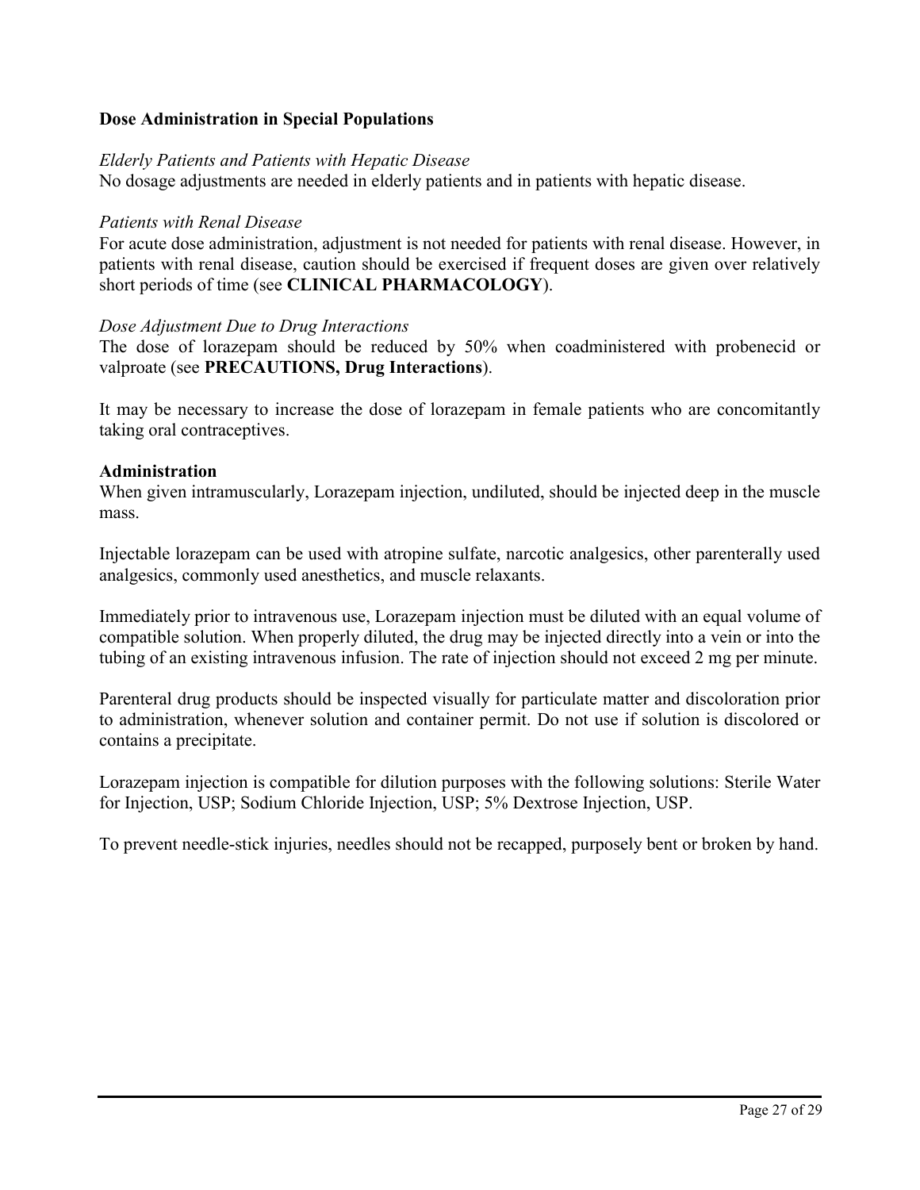**Dose Administration in Special Populations**

*Elderly Patients and Patients with Hepatic Disease*
No dosage adjustments are needed in elderly patients and in patients with hepatic disease.

*Patients with Renal Disease*
For acute dose administration, adjustment is not needed for patients with renal disease. However, in patients with renal disease, caution should be exercised if frequent doses are given over relatively short periods of time (see **CLINICAL PHARMACOLOGY**).

*Dose Adjustment Due to Drug Interactions*
The dose of lorazepam should be reduced by 50% when coadministered with probenecid or valproate (see **PRECAUTIONS, Drug Interactions**).

It may be necessary to increase the dose of lorazepam in female patients who are concomitantly taking oral contraceptives.

**Administration**
When given intramuscularly, Lorazepam injection, undiluted, should be injected deep in the muscle mass.

Injectable lorazepam can be used with atropine sulfate, narcotic analgesics, other parenterally used analgesics, commonly used anesthetics, and muscle relaxants.

Immediately prior to intravenous use, Lorazepam injection must be diluted with an equal volume of compatible solution. When properly diluted, the drug may be injected directly into a vein or into the tubing of an existing intravenous infusion. The rate of injection should not exceed 2 mg per minute.

Parenteral drug products should be inspected visually for particulate matter and discoloration prior to administration, whenever solution and container permit. Do not use if solution is discolored or contains a precipitate.

Lorazepam injection is compatible for dilution purposes with the following solutions: Sterile Water for Injection, USP; Sodium Chloride Injection, USP; 5% Dextrose Injection, USP.

To prevent needle-stick injuries, needles should not be recapped, purposely bent or broken by hand.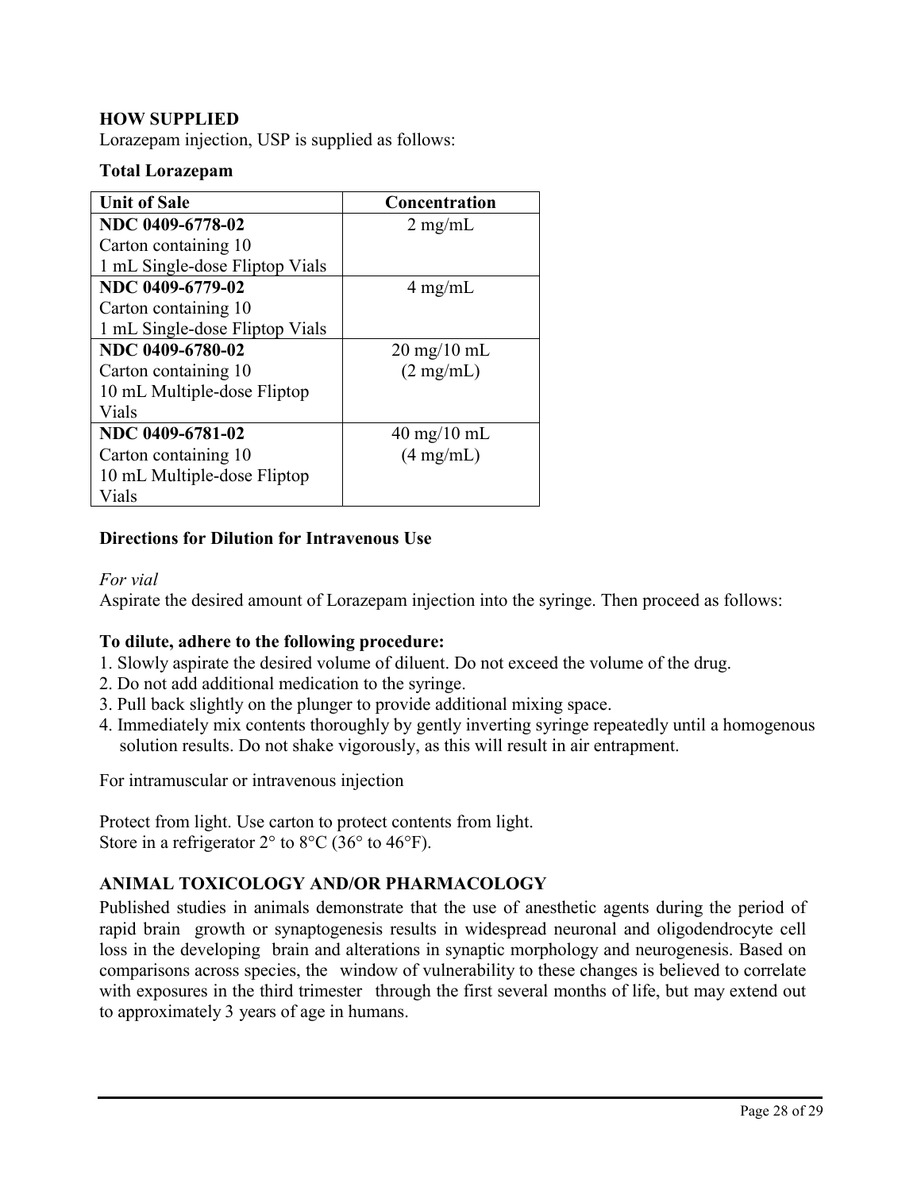## HOW SUPPLIED

Lorazepam injection, USP is supplied as follows:

**Total Lorazepam**

| Unit of Sale | Concentration |
|---|---|
| **NDC 0409-6778-02** Carton containing 10 1 mL Single-dose Fliptop Vials | 2 mg/mL |
| **NDC 0409-6779-02** Carton containing 10 1 mL Single-dose Fliptop Vials | 4 mg/mL |
| **NDC 0409-6780-02** Carton containing 10 10 mL Multiple-dose Fliptop Vials | 20 mg/10 mL (2 mg/mL) |
| **NDC 0409-6781-02** Carton containing 10 10 mL Multiple-dose Fliptop Vials | 40 mg/10 mL (4 mg/mL) |

### Directions for Dilution for Intravenous Use

*For vial*

Aspirate the desired amount of Lorazepam injection into the syringe. Then proceed as follows:

**To dilute, adhere to the following procedure:**

1. Slowly aspirate the desired volume of diluent. Do not exceed the volume of the drug.
2. Do not add additional medication to the syringe.
3. Pull back slightly on the plunger to provide additional mixing space.
4. Immediately mix contents thoroughly by gently inverting syringe repeatedly until a homogenous solution results. Do not shake vigorously, as this will result in air entrapment.

For intramuscular or intravenous injection

Protect from light. Use carton to protect contents from light.
Store in a refrigerator 2° to 8°C (36° to 46°F).

## ANIMAL TOXICOLOGY AND/OR PHARMACOLOGY

Published studies in animals demonstrate that the use of anesthetic agents during the period of rapid brain growth or synaptogenesis results in widespread neuronal and oligodendrocyte cell loss in the developing brain and alterations in synaptic morphology and neurogenesis. Based on comparisons across species, the window of vulnerability to these changes is believed to correlate with exposures in the third trimester through the first several months of life, but may extend out to approximately 3 years of age in humans.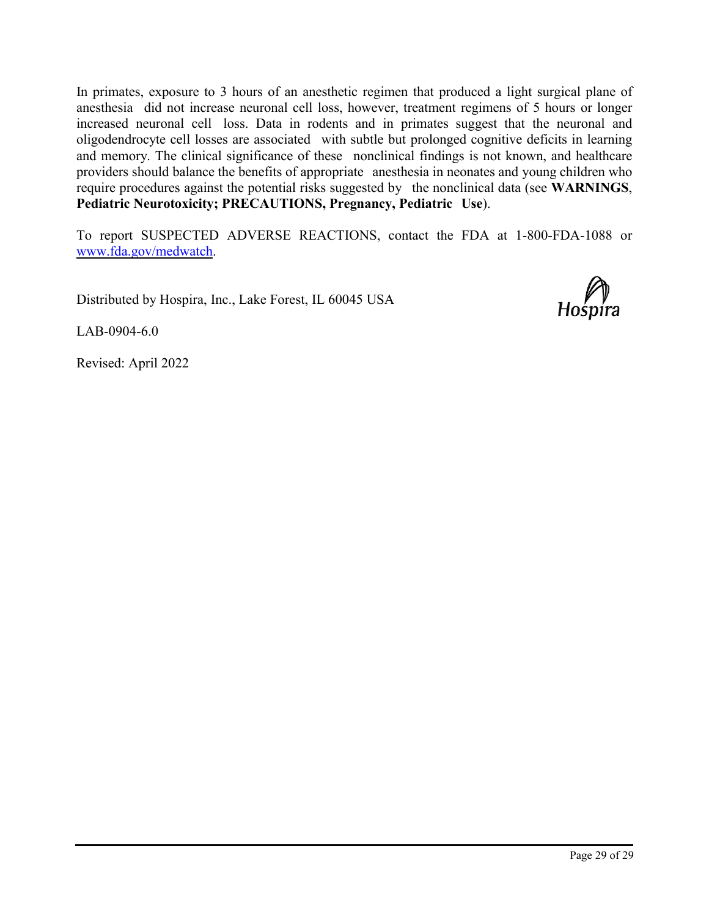In primates, exposure to 3 hours of an anesthetic regimen that produced a light surgical plane of anesthesia did not increase neuronal cell loss, however, treatment regimens of 5 hours or longer increased neuronal cell loss. Data in rodents and in primates suggest that the neuronal and oligodendrocyte cell losses are associated with subtle but prolonged cognitive deficits in learning and memory. The clinical significance of these nonclinical findings is not known, and healthcare providers should balance the benefits of appropriate anesthesia in neonates and young children who require procedures against the potential risks suggested by the nonclinical data (see **WARNINGS**, **Pediatric Neurotoxicity; PRECAUTIONS, Pregnancy, Pediatric Use**).

To report SUSPECTED ADVERSE REACTIONS, contact the FDA at 1-800-FDA-1088 or www.fda.gov/medwatch.

Distributed by Hospira, Inc., Lake Forest, IL 60045 USA

Hospira

LAB-0904-6.0

Revised: April 2022